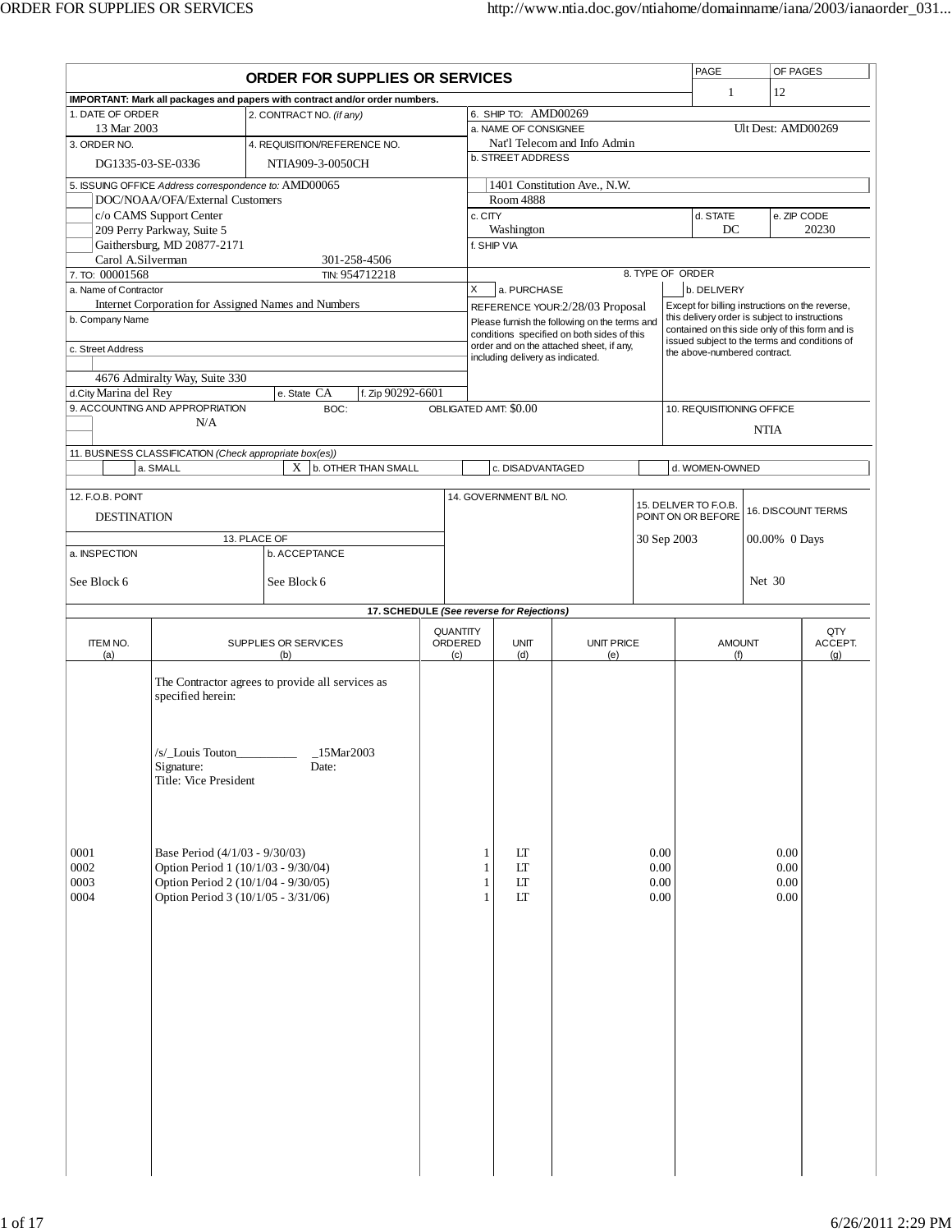# ORDER FOR SUPPLIES OR SERVICES

PAGE 1 OF PAGES 12

**IMPORTANT: Mark all packages and papers with contract and/or order numbers.**

| Field | Value |
|---|---|
| 1. DATE OF ORDER | 13 Mar 2003 |
| 2. CONTRACT NO. *(if any)* | |
| 3. ORDER NO. | DG1335-03-SE-0336 |
| 4. REQUISITION/REFERENCE NO. | NTIA909-3-0050CH |

**5. ISSUING OFFICE** *Address correspondence to:* AMD00065
DOC/NOAA/OFA/External Customers
c/o CAMS Support Center
209 Perry Parkway, Suite 5
Gaithersburg, MD 20877-2171
Carol A.Silverman 301-258-4506

**6. SHIP TO:** AMD00269
a. NAME OF CONSIGNEE: Nat'l Telecom and Info Admin — Ult Dest: AMD00269
b. STREET ADDRESS: 1401 Constitution Ave., N.W., Room 4888
c. CITY: Washington
d. STATE: DC
e. ZIP CODE: 20230
f. SHIP VIA:

**7. TO:** 00001568 TIN: 954712218
a. Name of Contractor: Internet Corporation for Assigned Names and Numbers
b. Company Name:
c. Street Address: 4676 Admiralty Way, Suite 330
d. City: Marina del Rey
e. State: CA
f. Zip: 90292-6601

**8. TYPE OF ORDER**

[X] a. PURCHASE
REFERENCE YOUR: 2/28/03 Proposal
Please furnish the following on the terms and conditions specified on both sides of this order and on the attached sheet, if any, including delivery as indicated.

[ ] b. DELIVERY
Except for billing instructions on the reverse, this delivery order is subject to instructions contained on this side only of this form and is issued subject to the terms and conditions of the above-numbered contract.

**9. ACCOUNTING AND APPROPRIATION:** N/A — BOC: — OBLIGATED AMT: $0.00

**10. REQUISITIONING OFFICE:** NTIA

**11. BUSINESS CLASSIFICATION** *(Check appropriate box(es))*
[ ] a. SMALL [X] b. OTHER THAN SMALL [ ] c. DISADVANTAGED [ ] d. WOMEN-OWNED

| 12. F.O.B. POINT | 14. GOVERNMENT B/L NO. | 15. DELIVER TO F.O.B. POINT ON OR BEFORE | 16. DISCOUNT TERMS |
|---|---|---|---|
| DESTINATION | | 30 Sep 2003 | 00.00% 0 Days<br>Net 30 |

**13. PLACE OF**
a. INSPECTION: See Block 6
b. ACCEPTANCE: See Block 6

**17. SCHEDULE** *(See reverse for Rejections)*

The Contractor agrees to provide all services as specified herein:

/s/_Louis Touton__________ _15Mar2003
Signature: Date:
Title: Vice President

| ITEM NO. (a) | SUPPLIES OR SERVICES (b) | QUANTITY ORDERED (c) | UNIT (d) | UNIT PRICE (e) | AMOUNT (f) | QTY ACCEPT. (g) |
|---|---|---|---|---|---|---|
| 0001 | Base Period (4/1/03 - 9/30/03) | 1 | LT | 0.00 | 0.00 | |
| 0002 | Option Period 1 (10/1/03 - 9/30/04) | 1 | LT | 0.00 | 0.00 | |
| 0003 | Option Period 2 (10/1/04 - 9/30/05) | 1 | LT | 0.00 | 0.00 | |
| 0004 | Option Period 3 (10/1/05 - 3/31/06) | 1 | LT | 0.00 | 0.00 | |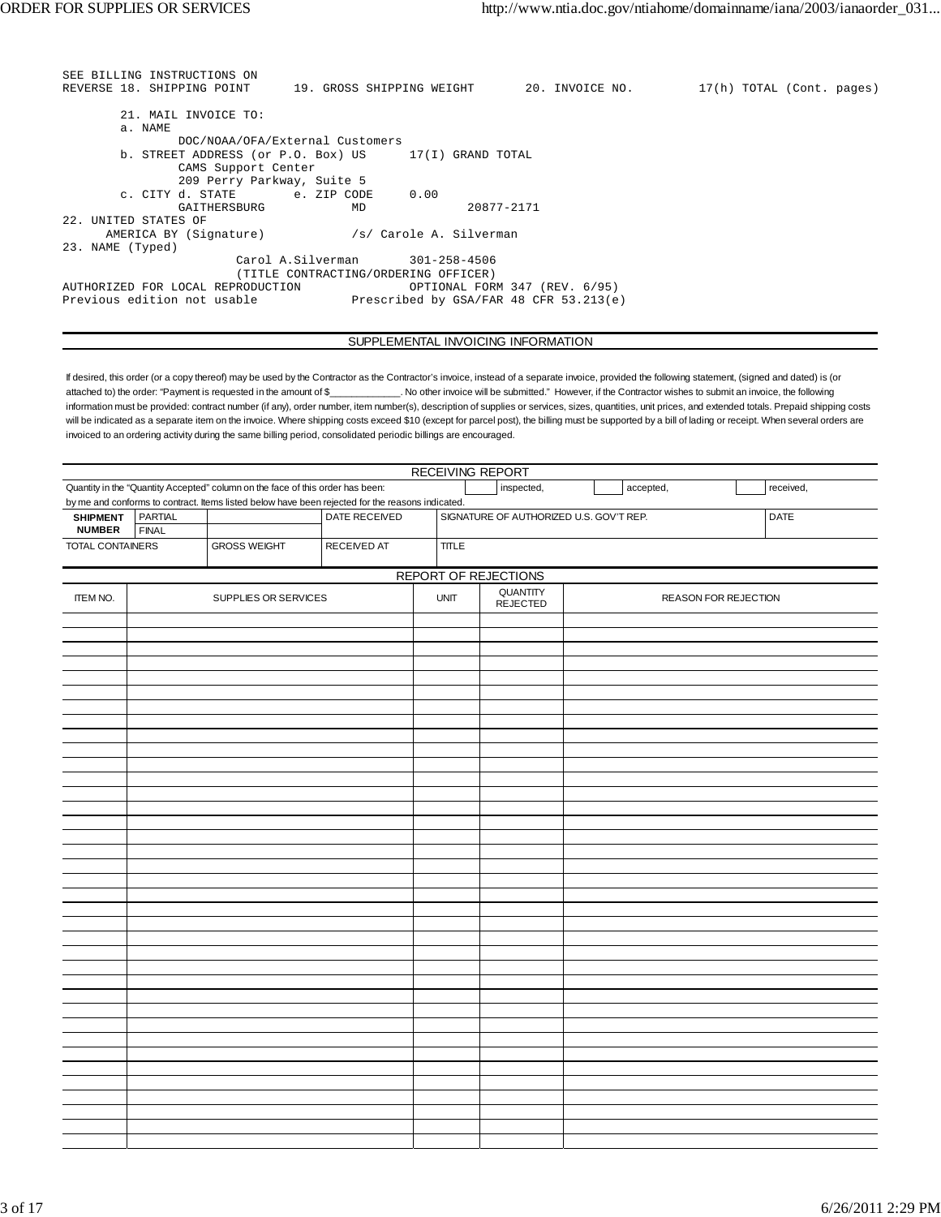```
SEE BILLING INSTRUCTIONS ON
REVERSE 18. SHIPPING POINT      19. GROSS SHIPPING WEIGHT       20. INVOICE NO.         17(h) TOTAL (Cont. pages)

        21. MAIL INVOICE TO:
        a. NAME
                DOC/NOAA/OFA/External Customers
        b. STREET ADDRESS (or P.O. Box) US      17(I) GRAND TOTAL
                CAMS Support Center
                209 Perry Parkway, Suite 5
        c. CITY d. STATE        e. ZIP CODE     0.00
                GAITHERSBURG            MD              20877-2171
22. UNITED STATES OF
      AMERICA BY (Signature)            /s/ Carole A. Silverman
23. NAME (Typed)
                        Carol A.Silverman       301-258-4506
                        (TITLE CONTRACTING/ORDERING OFFICER)
AUTHORIZED FOR LOCAL REPRODUCTION               OPTIONAL FORM 347 (REV. 6/95)
Previous edition not usable             Prescribed by GSA/FAR 48 CFR 53.213(e)
```

## SUPPLEMENTAL INVOICING INFORMATION

If desired, this order (or a copy thereof) may be used by the Contractor as the Contractor's invoice, instead of a separate invoice, provided the following statement, (signed and dated) is (or attached to) the order: "Payment is requested in the amount of $____________. No other invoice will be submitted." However, if the Contractor wishes to submit an invoice, the following information must be provided: contract number (if any), order number, item number(s), description of supplies or services, sizes, quantities, unit prices, and extended totals. Prepaid shipping costs will be indicated as a separate item on the invoice. Where shipping costs exceed $10 (except for parcel post), the billing must be supported by a bill of lading or receipt. When several orders are invoiced to an ordering activity during the same billing period, consolidated periodic billings are encouraged.

## RECEIVING REPORT

Quantity in the "Quantity Accepted" column on the face of this order has been: ☐ inspected, ☐ accepted, ☐ received, by me and conforms to contract. Items listed below have been rejected for the reasons indicated.

| SHIPMENT NUMBER | | | DATE RECEIVED | SIGNATURE OF AUTHORIZED U.S. GOV'T REP. | DATE |
|---|---|---|---|---|---|
| | PARTIAL | | | | |
| | FINAL | | | | |
| TOTAL CONTAINERS | | GROSS WEIGHT | RECEIVED AT | TITLE | |

## REPORT OF REJECTIONS

| ITEM NO. | SUPPLIES OR SERVICES | UNIT | QUANTITY REJECTED | REASON FOR REJECTION |
|---|---|---|---|---|
| | | | | |
| | | | | |
| | | | | |
| | | | | |
| | | | | |
| | | | | |
| | | | | |
| | | | | |
| | | | | |
| | | | | |
| | | | | |
| | | | | |
| | | | | |
| | | | | |
| | | | | |
| | | | | |
| | | | | |
| | | | | |
| | | | | |
| | | | | |
| | | | | |
| | | | | |
| | | | | |
| | | | | |
| | | | | |
| | | | | |
| | | | | |
| | | | | |
| | | | | |
| | | | | |
| | | | | |
| | | | | |
| | | | | |
| | | | | |
| | | | | |
| | | | | |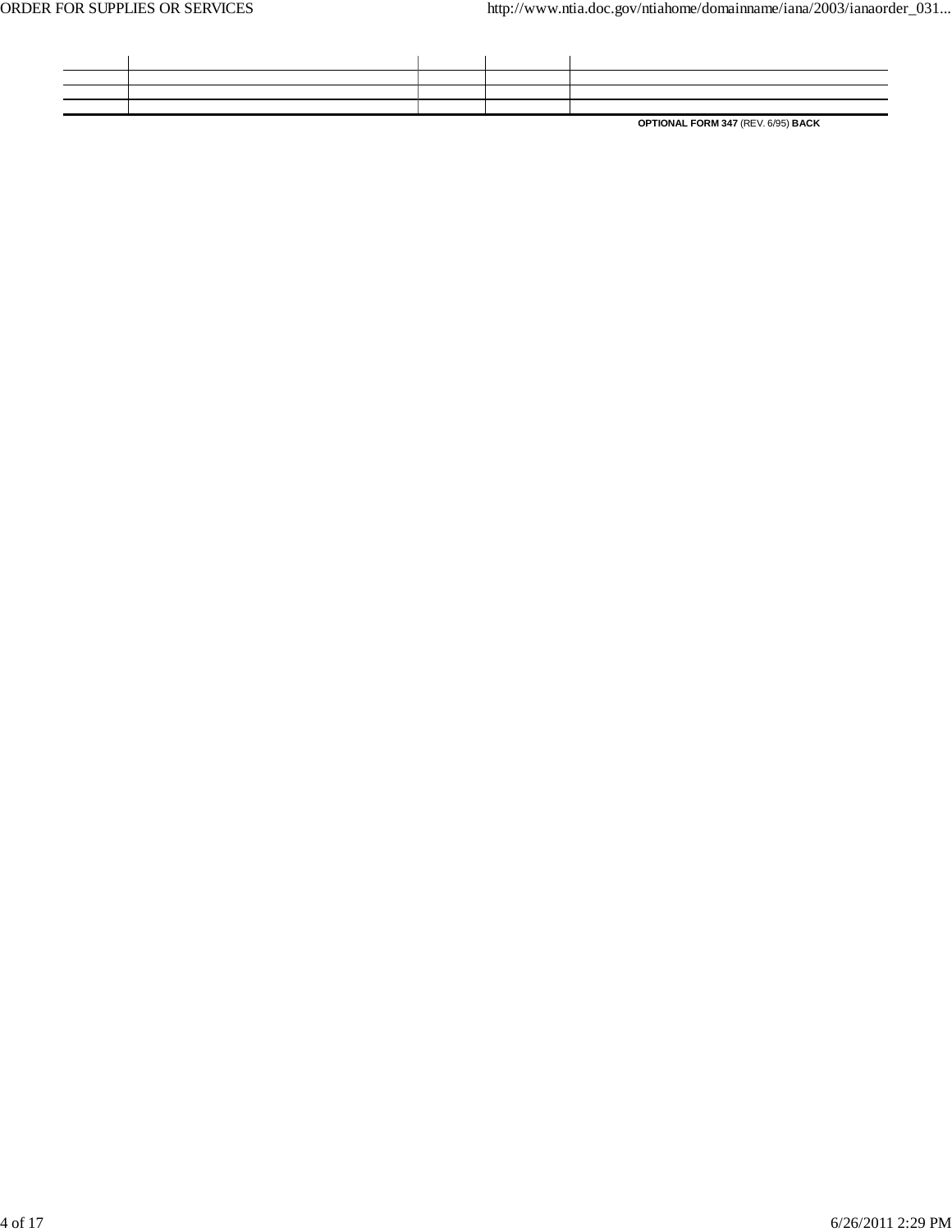| | | | | |
|---|---|---|---|---|
| | | | | |
| | | | | |

**OPTIONAL FORM 347** (REV. 6/95) **BACK**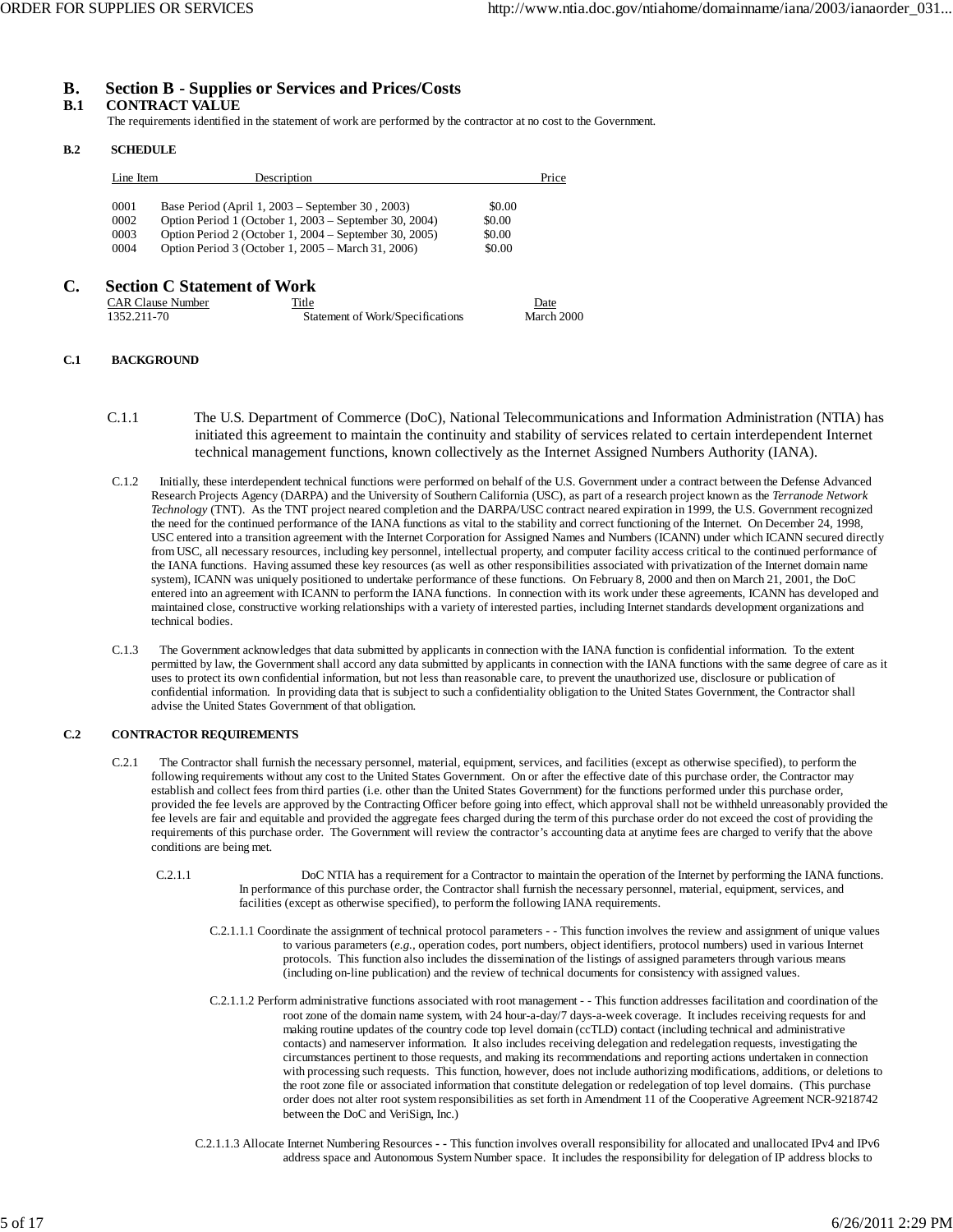## B. Section B - Supplies or Services and Prices/Costs

### B.1 CONTRACT VALUE

The requirements identified in the statement of work are performed by the contractor at no cost to the Government.

### B.2 SCHEDULE

| Line Item | Description | Price |
|---|---|---|
| 0001 | Base Period (April 1, 2003 – September 30 , 2003) | $0.00 |
| 0002 | Option Period 1 (October 1, 2003 – September 30, 2004) | $0.00 |
| 0003 | Option Period 2 (October 1, 2004 – September 30, 2005) | $0.00 |
| 0004 | Option Period 3 (October 1, 2005 – March 31, 2006) | $0.00 |

## C. Section C Statement of Work

| CAR Clause Number | Title | Date |
|---|---|---|
| 1352.211-70 | Statement of Work/Specifications | March 2000 |

### C.1 BACKGROUND

C.1.1 The U.S. Department of Commerce (DoC), National Telecommunications and Information Administration (NTIA) has initiated this agreement to maintain the continuity and stability of services related to certain interdependent Internet technical management functions, known collectively as the Internet Assigned Numbers Authority (IANA).

C.1.2 Initially, these interdependent technical functions were performed on behalf of the U.S. Government under a contract between the Defense Advanced Research Projects Agency (DARPA) and the University of Southern California (USC), as part of a research project known as the *Terranode Network Technology* (TNT). As the TNT project neared completion and the DARPA/USC contract neared expiration in 1999, the U.S. Government recognized the need for the continued performance of the IANA functions as vital to the stability and correct functioning of the Internet. On December 24, 1998, USC entered into a transition agreement with the Internet Corporation for Assigned Names and Numbers (ICANN) under which ICANN secured directly from USC, all necessary resources, including key personnel, intellectual property, and computer facility access critical to the continued performance of the IANA functions. Having assumed these key resources (as well as other responsibilities associated with privatization of the Internet domain name system), ICANN was uniquely positioned to undertake performance of these functions. On February 8, 2000 and then on March 21, 2001, the DoC entered into an agreement with ICANN to perform the IANA functions. In connection with its work under these agreements, ICANN has developed and maintained close, constructive working relationships with a variety of interested parties, including Internet standards development organizations and technical bodies.

C.1.3 The Government acknowledges that data submitted by applicants in connection with the IANA function is confidential information. To the extent permitted by law, the Government shall accord any data submitted by applicants in connection with the IANA functions with the same degree of care as it uses to protect its own confidential information, but not less than reasonable care, to prevent the unauthorized use, disclosure or publication of confidential information. In providing data that is subject to such a confidentiality obligation to the United States Government, the Contractor shall advise the United States Government of that obligation.

### C.2 CONTRACTOR REQUIREMENTS

C.2.1 The Contractor shall furnish the necessary personnel, material, equipment, services, and facilities (except as otherwise specified), to perform the following requirements without any cost to the United States Government. On or after the effective date of this purchase order, the Contractor may establish and collect fees from third parties (i.e. other than the United States Government) for the functions performed under this purchase order, provided the fee levels are approved by the Contracting Officer before going into effect, which approval shall not be withheld unreasonably provided the fee levels are fair and equitable and provided the aggregate fees charged during the term of this purchase order do not exceed the cost of providing the requirements of this purchase order. The Government will review the contractor's accounting data at anytime fees are charged to verify that the above conditions are being met.

C.2.1.1 DoC NTIA has a requirement for a Contractor to maintain the operation of the Internet by performing the IANA functions. In performance of this purchase order, the Contractor shall furnish the necessary personnel, material, equipment, services, and facilities (except as otherwise specified), to perform the following IANA requirements.

C.2.1.1.1 Coordinate the assignment of technical protocol parameters - - This function involves the review and assignment of unique values to various parameters (*e.g.*, operation codes, port numbers, object identifiers, protocol numbers) used in various Internet protocols. This function also includes the dissemination of the listings of assigned parameters through various means (including on-line publication) and the review of technical documents for consistency with assigned values.

C.2.1.1.2 Perform administrative functions associated with root management - - This function addresses facilitation and coordination of the root zone of the domain name system, with 24 hour-a-day/7 days-a-week coverage. It includes receiving requests for and making routine updates of the country code top level domain (ccTLD) contact (including technical and administrative contacts) and nameserver information. It also includes receiving delegation and redelegation requests, investigating the circumstances pertinent to those requests, and making its recommendations and reporting actions undertaken in connection with processing such requests. This function, however, does not include authorizing modifications, additions, or deletions to the root zone file or associated information that constitute delegation or redelegation of top level domains. (This purchase order does not alter root system responsibilities as set forth in Amendment 11 of the Cooperative Agreement NCR-9218742 between the DoC and VeriSign, Inc.)

C.2.1.1.3 Allocate Internet Numbering Resources - - This function involves overall responsibility for allocated and unallocated IPv4 and IPv6 address space and Autonomous System Number space. It includes the responsibility for delegation of IP address blocks to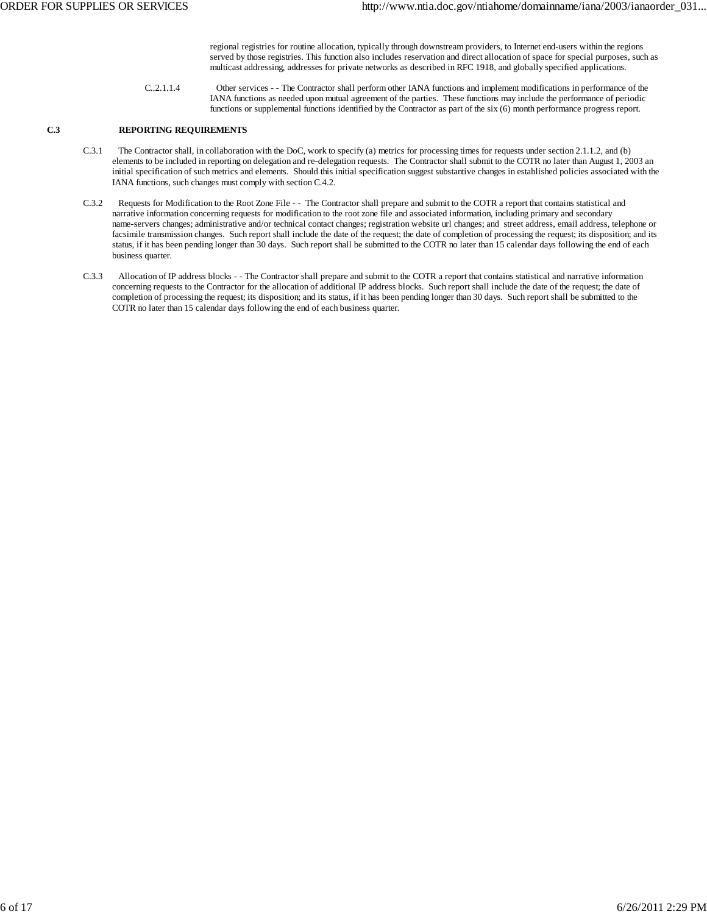regional registries for routine allocation, typically through downstream providers, to Internet end-users within the regions served by those registries. This function also includes reservation and direct allocation of space for special purposes, such as multicast addressing, addresses for private networks as described in RFC 1918, and globally specified applications.

C..2.1.1.4 Other services - - The Contractor shall perform other IANA functions and implement modifications in performance of the IANA functions as needed upon mutual agreement of the parties. These functions may include the performance of periodic functions or supplemental functions identified by the Contractor as part of the six (6) month performance progress report.

**C.3 REPORTING REQUIREMENTS**

C.3.1 The Contractor shall, in collaboration with the DoC, work to specify (a) metrics for processing times for requests under section 2.1.1.2, and (b) elements to be included in reporting on delegation and re-delegation requests. The Contractor shall submit to the COTR no later than August 1, 2003 an initial specification of such metrics and elements. Should this initial specification suggest substantive changes in established policies associated with the IANA functions, such changes must comply with section C.4.2.

C.3.2 Requests for Modification to the Root Zone File - - The Contractor shall prepare and submit to the COTR a report that contains statistical and narrative information concerning requests for modification to the root zone file and associated information, including primary and secondary name-servers changes; administrative and/or technical contact changes; registration website url changes; and street address, email address, telephone or facsimile transmission changes. Such report shall include the date of the request; the date of completion of processing the request; its disposition; and its status, if it has been pending longer than 30 days. Such report shall be submitted to the COTR no later than 15 calendar days following the end of each business quarter.

C.3.3 Allocation of IP address blocks - - The Contractor shall prepare and submit to the COTR a report that contains statistical and narrative information concerning requests to the Contractor for the allocation of additional IP address blocks. Such report shall include the date of the request; the date of completion of processing the request; its disposition; and its status, if it has been pending longer than 30 days. Such report shall be submitted to the COTR no later than 15 calendar days following the end of each business quarter.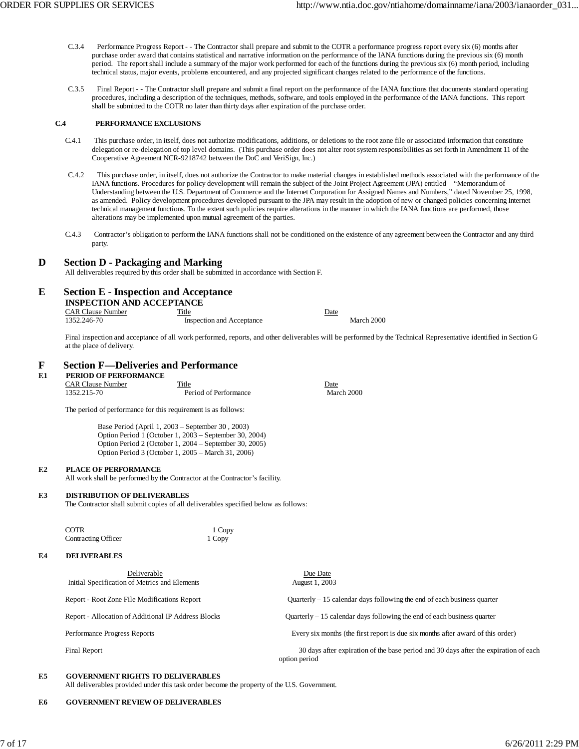C.3.4 Performance Progress Report - - The Contractor shall prepare and submit to the COTR a performance progress report every six (6) months after purchase order award that contains statistical and narrative information on the performance of the IANA functions during the previous six (6) month period. The report shall include a summary of the major work performed for each of the functions during the previous six (6) month period, including technical status, major events, problems encountered, and any projected significant changes related to the performance of the functions.

C.3.5 Final Report - - The Contractor shall prepare and submit a final report on the performance of the IANA functions that documents standard operating procedures, including a description of the techniques, methods, software, and tools employed in the performance of the IANA functions. This report shall be submitted to the COTR no later than thirty days after expiration of the purchase order.

**C.4 PERFORMANCE EXCLUSIONS**

C.4.1 This purchase order, in itself, does not authorize modifications, additions, or deletions to the root zone file or associated information that constitute delegation or re-delegation of top level domains. (This purchase order does not alter root system responsibilities as set forth in Amendment 11 of the Cooperative Agreement NCR-9218742 between the DoC and VeriSign, Inc.)

C.4.2 This purchase order, in itself, does not authorize the Contractor to make material changes in established methods associated with the performance of the IANA functions. Procedures for policy development will remain the subject of the Joint Project Agreement (JPA) entitled "Memorandum of Understanding between the U.S. Department of Commerce and the Internet Corporation for Assigned Names and Numbers," dated November 25, 1998, as amended. Policy development procedures developed pursuant to the JPA may result in the adoption of new or changed policies concerning Internet technical management functions. To the extent such policies require alterations in the manner in which the IANA functions are performed, those alterations may be implemented upon mutual agreement of the parties.

C.4.3 Contractor's obligation to perform the IANA functions shall not be conditioned on the existence of any agreement between the Contractor and any third party.

## D Section D - Packaging and Marking

All deliverables required by this order shall be submitted in accordance with Section F.

## E Section E - Inspection and Acceptance

**INSPECTION AND ACCEPTANCE**

| CAR Clause Number | Title | Date |
|---|---|---|
| 1352.246-70 | Inspection and Acceptance | March 2000 |

Final inspection and acceptance of all work performed, reports, and other deliverables will be performed by the Technical Representative identified in Section G at the place of delivery.

## F Section F—Deliveries and Performance

**F.1 PERIOD OF PERFORMANCE**

| CAR Clause Number | Title | Date |
|---|---|---|
| 1352.215-70 | Period of Performance | March 2000 |

The period of performance for this requirement is as follows:

Base Period (April 1, 2003 – September 30 , 2003)
Option Period 1 (October 1, 2003 – September 30, 2004)
Option Period 2 (October 1, 2004 – September 30, 2005)
Option Period 3 (October 1, 2005 – March 31, 2006)

**F.2 PLACE OF PERFORMANCE**

All work shall be performed by the Contractor at the Contractor's facility.

**F.3 DISTRIBUTION OF DELIVERABLES**

The Contractor shall submit copies of all deliverables specified below as follows:

| | |
|---|---|
| COTR | 1 Copy |
| Contracting Officer | 1 Copy |

**F.4 DELIVERABLES**

| Deliverable | Due Date |
|---|---|
| Initial Specification of Metrics and Elements | August 1, 2003 |
| Report - Root Zone File Modifications Report | Quarterly – 15 calendar days following the end of each business quarter |
| Report - Allocation of Additional IP Address Blocks | Quarterly – 15 calendar days following the end of each business quarter |
| Performance Progress Reports | Every six months (the first report is due six months after award of this order) |
| Final Report | 30 days after expiration of the base period and 30 days after the expiration of each option period |

**F.5 GOVERNMENT RIGHTS TO DELIVERABLES**

All deliverables provided under this task order become the property of the U.S. Government.

**F.6 GOVERNMENT REVIEW OF DELIVERABLES**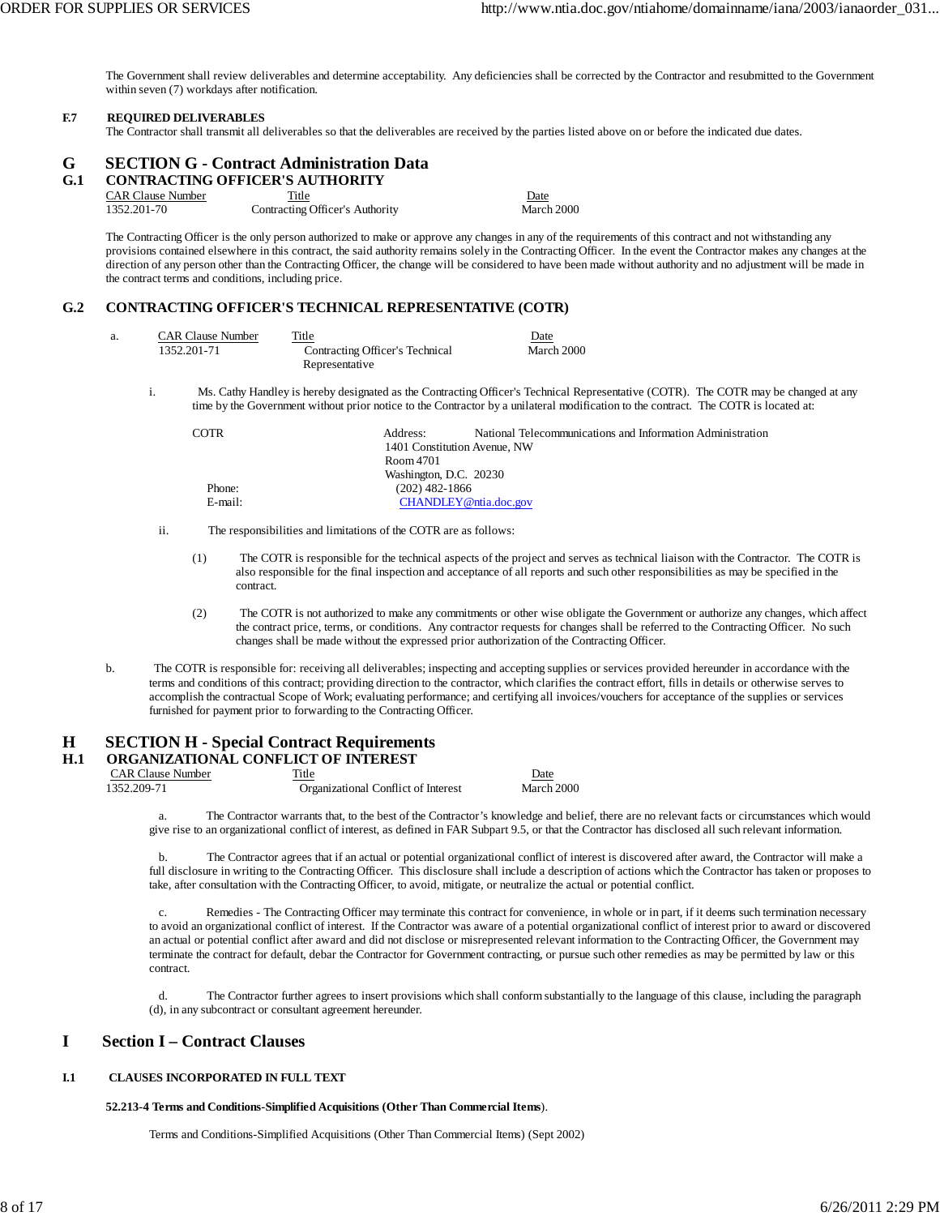The Government shall review deliverables and determine acceptability. Any deficiencies shall be corrected by the Contractor and resubmitted to the Government within seven (7) workdays after notification.

**F.7 REQUIRED DELIVERABLES**

The Contractor shall transmit all deliverables so that the deliverables are received by the parties listed above on or before the indicated due dates.

# G SECTION G - Contract Administration Data

## G.1 CONTRACTING OFFICER'S AUTHORITY

| CAR Clause Number | Title | Date |
|---|---|---|
| 1352.201-70 | Contracting Officer's Authority | March 2000 |

The Contracting Officer is the only person authorized to make or approve any changes in any of the requirements of this contract and not withstanding any provisions contained elsewhere in this contract, the said authority remains solely in the Contracting Officer. In the event the Contractor makes any changes at the direction of any person other than the Contracting Officer, the change will be considered to have been made without authority and no adjustment will be made in the contract terms and conditions, including price.

## G.2 CONTRACTING OFFICER'S TECHNICAL REPRESENTATIVE (COTR)

a.

| CAR Clause Number | Title | Date |
|---|---|---|
| 1352.201-71 | Contracting Officer's Technical Representative | March 2000 |

i. Ms. Cathy Handley is hereby designated as the Contracting Officer's Technical Representative (COTR). The COTR may be changed at any time by the Government without prior notice to the Contractor by a unilateral modification to the contract. The COTR is located at:

COTR

Address: National Telecommunications and Information Administration
1401 Constitution Avenue, NW
Room 4701
Washington, D.C. 20230

Phone: (202) 482-1866
E-mail: CHANDLEY@ntia.doc.gov

ii. The responsibilities and limitations of the COTR are as follows:

(1) The COTR is responsible for the technical aspects of the project and serves as technical liaison with the Contractor. The COTR is also responsible for the final inspection and acceptance of all reports and such other responsibilities as may be specified in the contract.

(2) The COTR is not authorized to make any commitments or other wise obligate the Government or authorize any changes, which affect the contract price, terms, or conditions. Any contractor requests for changes shall be referred to the Contracting Officer. No such changes shall be made without the expressed prior authorization of the Contracting Officer.

b. The COTR is responsible for: receiving all deliverables; inspecting and accepting supplies or services provided hereunder in accordance with the terms and conditions of this contract; providing direction to the contractor, which clarifies the contract effort, fills in details or otherwise serves to accomplish the contractual Scope of Work; evaluating performance; and certifying all invoices/vouchers for acceptance of the supplies or services furnished for payment prior to forwarding to the Contracting Officer.

# H SECTION H - Special Contract Requirements

## H.1 ORGANIZATIONAL CONFLICT OF INTEREST

| CAR Clause Number | Title | Date |
|---|---|---|
| 1352.209-71 | Organizational Conflict of Interest | March 2000 |

a. The Contractor warrants that, to the best of the Contractor's knowledge and belief, there are no relevant facts or circumstances which would give rise to an organizational conflict of interest, as defined in FAR Subpart 9.5, or that the Contractor has disclosed all such relevant information.

b. The Contractor agrees that if an actual or potential organizational conflict of interest is discovered after award, the Contractor will make a full disclosure in writing to the Contracting Officer. This disclosure shall include a description of actions which the Contractor has taken or proposes to take, after consultation with the Contracting Officer, to avoid, mitigate, or neutralize the actual or potential conflict.

c. Remedies - The Contracting Officer may terminate this contract for convenience, in whole or in part, if it deems such termination necessary to avoid an organizational conflict of interest. If the Contractor was aware of a potential organizational conflict of interest prior to award or discovered an actual or potential conflict after award and did not disclose or misrepresented relevant information to the Contracting Officer, the Government may terminate the contract for default, debar the Contractor for Government contracting, or pursue such other remedies as may be permitted by law or this contract.

d. The Contractor further agrees to insert provisions which shall conform substantially to the language of this clause, including the paragraph (d), in any subcontract or consultant agreement hereunder.

# I Section I – Contract Clauses

**I.1 CLAUSES INCORPORATED IN FULL TEXT**

**52.213-4 Terms and Conditions-Simplified Acquisitions (Other Than Commercial Items**).

Terms and Conditions-Simplified Acquisitions (Other Than Commercial Items) (Sept 2002)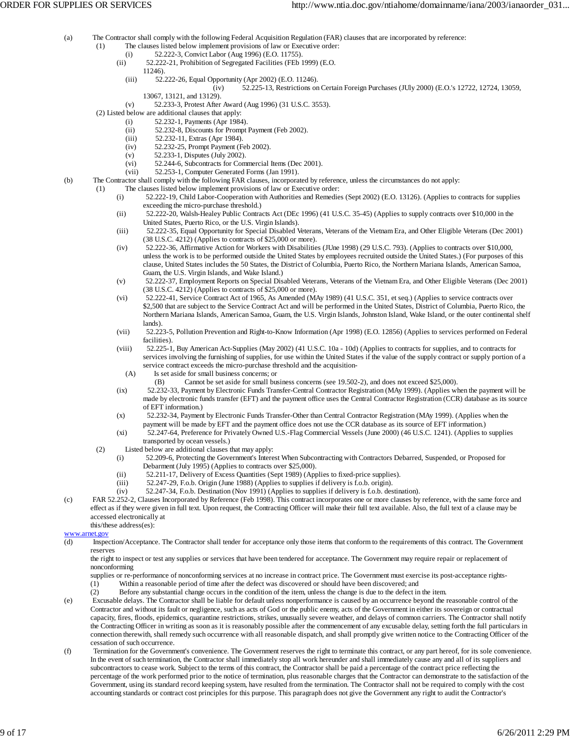(a) The Contractor shall comply with the following Federal Acquisition Regulation (FAR) clauses that are incorporated by reference:

(1) The clauses listed below implement provisions of law or Executive order:

(i) 52.222-3, Convict Labor (Aug 1996) (E.O. 11755).

(ii) 52.222-21, Prohibition of Segregated Facilities (FEb 1999) (E.O. 11246).

(iii) 52.222-26, Equal Opportunity (Apr 2002) (E.O. 11246).

(iv) 52.225-13, Restrictions on Certain Foreign Purchases (JUly 2000) (E.O.'s 12722, 12724, 13059, 13067, 13121, and 13129).

(v) 52.233-3, Protest After Award (Aug 1996) (31 U.S.C. 3553).

(2) Listed below are additional clauses that apply:

(i) 52.232-1, Payments (Apr 1984).

(ii) 52.232-8, Discounts for Prompt Payment (Feb 2002).

(iii) 52.232-11, Extras (Apr 1984).

(iv) 52.232-25, Prompt Payment (Feb 2002).

(v) 52.233-1, Disputes (July 2002).

(vi) 52.244-6, Subcontracts for Commercial Items (Dec 2001).

(vii) 52.253-1, Computer Generated Forms (Jan 1991).

(b) The Contractor shall comply with the following FAR clauses, incorporated by reference, unless the circumstances do not apply:

(1) The clauses listed below implement provisions of law or Executive order:

(i) 52.222-19, Child Labor-Cooperation with Authorities and Remedies (Sept 2002) (E.O. 13126). (Applies to contracts for supplies exceeding the micro-purchase threshold.)

(ii) 52.222-20, Walsh-Healey Public Contracts Act (DEc 1996) (41 U.S.C. 35-45) (Applies to supply contracts over $10,000 in the United States, Puerto Rico, or the U.S. Virgin Islands).

(iii) 52.222-35, Equal Opportunity for Special Disabled Veterans, Veterans of the Vietnam Era, and Other Eligible Veterans (Dec 2001) (38 U.S.C. 4212) (Applies to contracts of $25,000 or more).

(iv) 52.222-36, Affirmative Action for Workers with Disabilities (JUne 1998) (29 U.S.C. 793). (Applies to contracts over $10,000, unless the work is to be performed outside the United States by employees recruited outside the United States.) (For purposes of this clause, United States includes the 50 States, the District of Columbia, Puerto Rico, the Northern Mariana Islands, American Samoa, Guam, the U.S. Virgin Islands, and Wake Island.)

(v) 52.222-37, Employment Reports on Special Disabled Veterans, Veterans of the Vietnam Era, and Other Eligible Veterans (Dec 2001) (38 U.S.C. 4212) (Applies to contracts of $25,000 or more).

(vi) 52.222-41, Service Contract Act of 1965, As Amended (MAy 1989) (41 U.S.C. 351, et seq.) (Applies to service contracts over $2,500 that are subject to the Service Contract Act and will be performed in the United States, District of Columbia, Puerto Rico, the Northern Mariana Islands, American Samoa, Guam, the U.S. Virgin Islands, Johnston Island, Wake Island, or the outer continental shelf lands).

(vii) 52.223-5, Pollution Prevention and Right-to-Know Information (Apr 1998) (E.O. 12856) (Applies to services performed on Federal facilities).

(viii) 52.225-1, Buy American Act-Supplies (May 2002) (41 U.S.C. 10a - 10d) (Applies to contracts for supplies, and to contracts for services involving the furnishing of supplies, for use within the United States if the value of the supply contract or supply portion of a service contract exceeds the micro-purchase threshold and the acquisition-

(A) Is set aside for small business concerns; or

(B) Cannot be set aside for small business concerns (see 19.502-2), and does not exceed $25,000).

(ix) 52.232-33, Payment by Electronic Funds Transfer-Central Contractor Registration (MAy 1999). (Applies when the payment will be made by electronic funds transfer (EFT) and the payment office uses the Central Contractor Registration (CCR) database as its source of EFT information.)

(x) 52.232-34, Payment by Electronic Funds Transfer-Other than Central Contractor Registration (MAy 1999). (Applies when the payment will be made by EFT and the payment office does not use the CCR database as its source of EFT information.)

(xi) 52.247-64, Preference for Privately Owned U.S.-Flag Commercial Vessels (June 2000) (46 U.S.C. 1241). (Applies to supplies transported by ocean vessels.)

(2) Listed below are additional clauses that may apply:

(i) 52.209-6, Protecting the Government's Interest When Subcontracting with Contractors Debarred, Suspended, or Proposed for Debarment (July 1995) (Applies to contracts over $25,000).

(ii) 52.211-17, Delivery of Excess Quantities (Sept 1989) (Applies to fixed-price supplies).

(iii) 52.247-29, F.o.b. Origin (June 1988) (Applies to supplies if delivery is f.o.b. origin).

(iv) 52.247-34, F.o.b. Destination (Nov 1991) (Applies to supplies if delivery is f.o.b. destination).

(c) FAR 52.252-2, Clauses Incorporated by Reference (Feb 1998). This contract incorporates one or more clauses by reference, with the same force and effect as if they were given in full text. Upon request, the Contracting Officer will make their full text available. Also, the full text of a clause may be accessed electronically at this/these address(es):
www.arnet.gov

(d) Inspection/Acceptance. The Contractor shall tender for acceptance only those items that conform to the requirements of this contract. The Government reserves the right to inspect or test any supplies or services that have been tendered for acceptance. The Government may require repair or replacement of nonconforming supplies or re-performance of nonconforming services at no increase in contract price. The Government must exercise its post-acceptance rights-

(1) Within a reasonable period of time after the defect was discovered or should have been discovered; and

(2) Before any substantial change occurs in the condition of the item, unless the change is due to the defect in the item.

(e) Excusable delays. The Contractor shall be liable for default unless nonperformance is caused by an occurrence beyond the reasonable control of the Contractor and without its fault or negligence, such as acts of God or the public enemy, acts of the Government in either its sovereign or contractual capacity, fires, floods, epidemics, quarantine restrictions, strikes, unusually severe weather, and delays of common carriers. The Contractor shall notify the Contracting Officer in writing as soon as it is reasonably possible after the commencement of any excusable delay, setting forth the full particulars in connection therewith, shall remedy such occurrence with all reasonable dispatch, and shall promptly give written notice to the Contracting Officer of the cessation of such occurrence.

(f) Termination for the Government's convenience. The Government reserves the right to terminate this contract, or any part hereof, for its sole convenience. In the event of such termination, the Contractor shall immediately stop all work hereunder and shall immediately cause any and all of its suppliers and subcontractors to cease work. Subject to the terms of this contract, the Contractor shall be paid a percentage of the contract price reflecting the percentage of the work performed prior to the notice of termination, plus reasonable charges that the Contractor can demonstrate to the satisfaction of the Government, using its standard record keeping system, have resulted from the termination. The Contractor shall not be required to comply with the cost accounting standards or contract cost principles for this purpose. This paragraph does not give the Government any right to audit the Contractor's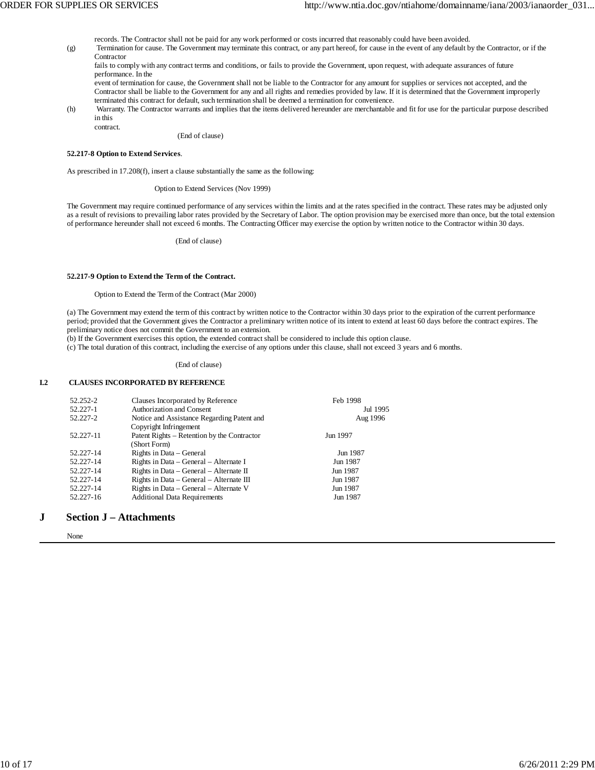records. The Contractor shall not be paid for any work performed or costs incurred that reasonably could have been avoided.

(g) Termination for cause. The Government may terminate this contract, or any part hereof, for cause in the event of any default by the Contractor, or if the Contractor fails to comply with any contract terms and conditions, or fails to provide the Government, upon request, with adequate assurances of future performance. In the event of termination for cause, the Government shall not be liable to the Contractor for any amount for supplies or services not accepted, and the Contractor shall be liable to the Government for any and all rights and remedies provided by law. If it is determined that the Government improperly terminated this contract for default, such termination shall be deemed a termination for convenience.

(h) Warranty. The Contractor warrants and implies that the items delivered hereunder are merchantable and fit for use for the particular purpose described in this contract.

(End of clause)

**52.217-8 Option to Extend Services**.

As prescribed in 17.208(f), insert a clause substantially the same as the following:

Option to Extend Services (Nov 1999)

The Government may require continued performance of any services within the limits and at the rates specified in the contract. These rates may be adjusted only as a result of revisions to prevailing labor rates provided by the Secretary of Labor. The option provision may be exercised more than once, but the total extension of performance hereunder shall not exceed 6 months. The Contracting Officer may exercise the option by written notice to the Contractor within 30 days.

(End of clause)

**52.217-9 Option to Extend the Term of the Contract.**

Option to Extend the Term of the Contract (Mar 2000)

(a) The Government may extend the term of this contract by written notice to the Contractor within 30 days prior to the expiration of the current performance period; provided that the Government gives the Contractor a preliminary written notice of its intent to extend at least 60 days before the contract expires. The preliminary notice does not commit the Government to an extension.
(b) If the Government exercises this option, the extended contract shall be considered to include this option clause.
(c) The total duration of this contract, including the exercise of any options under this clause, shall not exceed 3 years and 6 months.

(End of clause)

**I.2 CLAUSES INCORPORATED BY REFERENCE**

| | | |
|---|---|---|
| 52.252-2 | Clauses Incorporated by Reference | Feb 1998 |
| 52.227-1 | Authorization and Consent | Jul 1995 |
| 52.227-2 | Notice and Assistance Regarding Patent and Copyright Infringement | Aug 1996 |
| 52.227-11 | Patent Rights – Retention by the Contractor (Short Form) | Jun 1997 |
| 52.227-14 | Rights in Data – General | Jun 1987 |
| 52.227-14 | Rights in Data – General – Alternate I | Jun 1987 |
| 52.227-14 | Rights in Data – General – Alternate II | Jun 1987 |
| 52.227-14 | Rights in Data – General – Alternate III | Jun 1987 |
| 52.227-14 | Rights in Data – General – Alternate V | Jun 1987 |
| 52.227-16 | Additional Data Requirements | Jun 1987 |

## J Section J – Attachments

None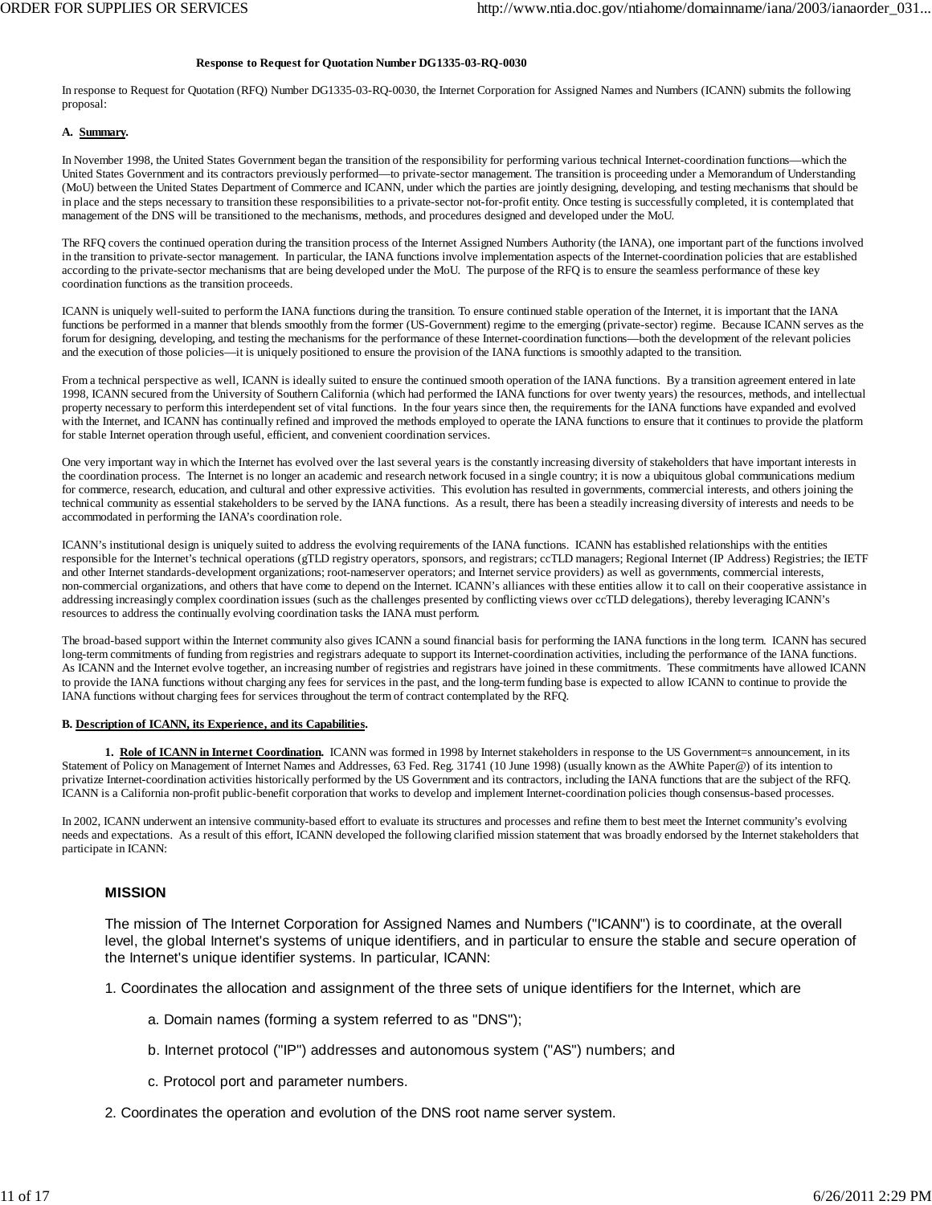**Response to Request for Quotation Number DG1335-03-RQ-0030**

In response to Request for Quotation (RFQ) Number DG1335-03-RQ-0030, the Internet Corporation for Assigned Names and Numbers (ICANN) submits the following proposal:

**A. Summary.**

In November 1998, the United States Government began the transition of the responsibility for performing various technical Internet-coordination functions—which the United States Government and its contractors previously performed—to private-sector management. The transition is proceeding under a Memorandum of Understanding (MoU) between the United States Department of Commerce and ICANN, under which the parties are jointly designing, developing, and testing mechanisms that should be in place and the steps necessary to transition these responsibilities to a private-sector not-for-profit entity. Once testing is successfully completed, it is contemplated that management of the DNS will be transitioned to the mechanisms, methods, and procedures designed and developed under the MoU.

The RFQ covers the continued operation during the transition process of the Internet Assigned Numbers Authority (the IANA), one important part of the functions involved in the transition to private-sector management. In particular, the IANA functions involve implementation aspects of the Internet-coordination policies that are established according to the private-sector mechanisms that are being developed under the MoU. The purpose of the RFQ is to ensure the seamless performance of these key coordination functions as the transition proceeds.

ICANN is uniquely well-suited to perform the IANA functions during the transition. To ensure continued stable operation of the Internet, it is important that the IANA functions be performed in a manner that blends smoothly from the former (US-Government) regime to the emerging (private-sector) regime. Because ICANN serves as the forum for designing, developing, and testing the mechanisms for the performance of these Internet-coordination functions—both the development of the relevant policies and the execution of those policies—it is uniquely positioned to ensure the provision of the IANA functions is smoothly adapted to the transition.

From a technical perspective as well, ICANN is ideally suited to ensure the continued smooth operation of the IANA functions. By a transition agreement entered in late 1998, ICANN secured from the University of Southern California (which had performed the IANA functions for over twenty years) the resources, methods, and intellectual property necessary to perform this interdependent set of vital functions. In the four years since then, the requirements for the IANA functions have expanded and evolved with the Internet, and ICANN has continually refined and improved the methods employed to operate the IANA functions to ensure that it continues to provide the platform for stable Internet operation through useful, efficient, and convenient coordination services.

One very important way in which the Internet has evolved over the last several years is the constantly increasing diversity of stakeholders that have important interests in the coordination process. The Internet is no longer an academic and research network focused in a single country; it is now a ubiquitous global communications medium for commerce, research, education, and cultural and other expressive activities. This evolution has resulted in governments, commercial interests, and others joining the technical community as essential stakeholders to be served by the IANA functions. As a result, there has been a steadily increasing diversity of interests and needs to be accommodated in performing the IANA's coordination role.

ICANN's institutional design is uniquely suited to address the evolving requirements of the IANA functions. ICANN has established relationships with the entities responsible for the Internet's technical operations (gTLD registry operators, sponsors, and registrars; ccTLD managers; Regional Internet (IP Address) Registries; the IETF and other Internet standards-development organizations; root-nameserver operators; and Internet service providers) as well as governments, commercial interests, non-commercial organizations, and others that have come to depend on the Internet. ICANN's alliances with these entities allow it to call on their cooperative assistance in addressing increasingly complex coordination issues (such as the challenges presented by conflicting views over ccTLD delegations), thereby leveraging ICANN's resources to address the continually evolving coordination tasks the IANA must perform.

The broad-based support within the Internet community also gives ICANN a sound financial basis for performing the IANA functions in the long term. ICANN has secured long-term commitments of funding from registries and registrars adequate to support its Internet-coordination activities, including the performance of the IANA functions. As ICANN and the Internet evolve together, an increasing number of registries and registrars have joined in these commitments. These commitments have allowed ICANN to provide the IANA functions without charging any fees for services in the past, and the long-term funding base is expected to allow ICANN to continue to provide the IANA functions without charging fees for services throughout the term of contract contemplated by the RFQ.

**B. Description of ICANN, its Experience, and its Capabilities.**

**1. Role of ICANN in Internet Coordination.** ICANN was formed in 1998 by Internet stakeholders in response to the US Government=s announcement, in its Statement of Policy on Management of Internet Names and Addresses, 63 Fed. Reg. 31741 (10 June 1998) (usually known as the AWhite Paper@) of its intention to privatize Internet-coordination activities historically performed by the US Government and its contractors, including the IANA functions that are the subject of the RFQ. ICANN is a California non-profit public-benefit corporation that works to develop and implement Internet-coordination policies though consensus-based processes.

In 2002, ICANN underwent an intensive community-based effort to evaluate its structures and processes and refine them to best meet the Internet community's evolving needs and expectations. As a result of this effort, ICANN developed the following clarified mission statement that was broadly endorsed by the Internet stakeholders that participate in ICANN:

**MISSION**

The mission of The Internet Corporation for Assigned Names and Numbers ("ICANN") is to coordinate, at the overall level, the global Internet's systems of unique identifiers, and in particular to ensure the stable and secure operation of the Internet's unique identifier systems. In particular, ICANN:

1. Coordinates the allocation and assignment of the three sets of unique identifiers for the Internet, which are

   a. Domain names (forming a system referred to as "DNS");

   b. Internet protocol ("IP") addresses and autonomous system ("AS") numbers; and

   c. Protocol port and parameter numbers.

2. Coordinates the operation and evolution of the DNS root name server system.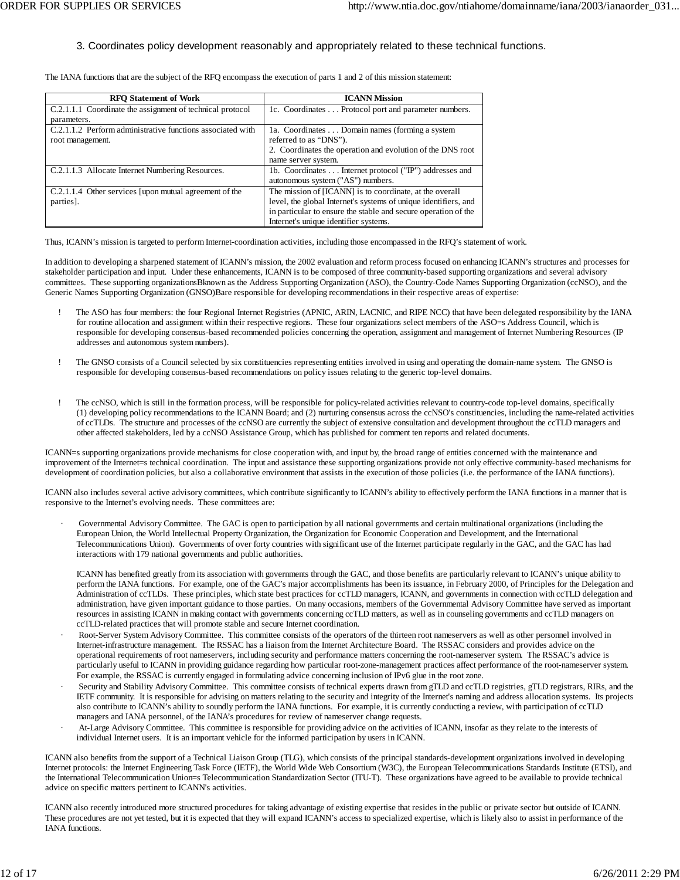3. Coordinates policy development reasonably and appropriately related to these technical functions.

The IANA functions that are the subject of the RFQ encompass the execution of parts 1 and 2 of this mission statement:

| RFQ Statement of Work | ICANN Mission |
| --- | --- |
| C.2.1.1.1 Coordinate the assignment of technical protocol parameters. | 1c. Coordinates . . . Protocol port and parameter numbers. |
| C.2.1.1.2 Perform administrative functions associated with root management. | 1a. Coordinates . . . Domain names (forming a system referred to as "DNS").<br>2. Coordinates the operation and evolution of the DNS root name server system. |
| C.2.1.1.3 Allocate Internet Numbering Resources. | 1b. Coordinates . . . Internet protocol ("IP") addresses and autonomous system ("AS") numbers. |
| C.2.1.1.4 Other services [upon mutual agreement of the parties]. | The mission of [ICANN] is to coordinate, at the overall level, the global Internet's systems of unique identifiers, and in particular to ensure the stable and secure operation of the Internet's unique identifier systems. |

Thus, ICANN's mission is targeted to perform Internet-coordination activities, including those encompassed in the RFQ's statement of work.

In addition to developing a sharpened statement of ICANN's mission, the 2002 evaluation and reform process focused on enhancing ICANN's structures and processes for stakeholder participation and input. Under these enhancements, ICANN is to be composed of three community-based supporting organizations and several advisory committees. These supporting organizationsBknown as the Address Supporting Organization (ASO), the Country-Code Names Supporting Organization (ccNSO), and the Generic Names Supporting Organization (GNSO)Bare responsible for developing recommendations in their respective areas of expertise:

! The ASO has four members: the four Regional Internet Registries (APNIC, ARIN, LACNIC, and RIPE NCC) that have been delegated responsibility by the IANA for routine allocation and assignment within their respective regions. These four organizations select members of the ASO=s Address Council, which is responsible for developing consensus-based recommended policies concerning the operation, assignment and management of Internet Numbering Resources (IP addresses and autonomous system numbers).

! The GNSO consists of a Council selected by six constituencies representing entities involved in using and operating the domain-name system. The GNSO is responsible for developing consensus-based recommendations on policy issues relating to the generic top-level domains.

! The ccNSO, which is still in the formation process, will be responsible for policy-related activities relevant to country-code top-level domains, specifically (1) developing policy recommendations to the ICANN Board; and (2) nurturing consensus across the ccNSO's constituencies, including the name-related activities of ccTLDs. The structure and processes of the ccNSO are currently the subject of extensive consultation and development throughout the ccTLD managers and other affected stakeholders, led by a ccNSO Assistance Group, which has published for comment ten reports and related documents.

ICANN=s supporting organizations provide mechanisms for close cooperation with, and input by, the broad range of entities concerned with the maintenance and improvement of the Internet=s technical coordination. The input and assistance these supporting organizations provide not only effective community-based mechanisms for development of coordination policies, but also a collaborative environment that assists in the execution of those policies (i.e. the performance of the IANA functions).

ICANN also includes several active advisory committees, which contribute significantly to ICANN's ability to effectively perform the IANA functions in a manner that is responsive to the Internet's evolving needs. These committees are:

- Governmental Advisory Committee. The GAC is open to participation by all national governments and certain multinational organizations (including the European Union, the World Intellectual Property Organization, the Organization for Economic Cooperation and Development, and the International Telecommunications Union). Governments of over forty countries with significant use of the Internet participate regularly in the GAC, and the GAC has had interactions with 179 national governments and public authorities.

  ICANN has benefited greatly from its association with governments through the GAC, and those benefits are particularly relevant to ICANN's unique ability to perform the IANA functions. For example, one of the GAC's major accomplishments has been its issuance, in February 2000, of Principles for the Delegation and Administration of ccTLDs. These principles, which state best practices for ccTLD managers, ICANN, and governments in connection with ccTLD delegation and administration, have given important guidance to those parties. On many occasions, members of the Governmental Advisory Committee have served as important resources in assisting ICANN in making contact with governments concerning ccTLD matters, as well as in counseling governments and ccTLD managers on ccTLD-related practices that will promote stable and secure Internet coordination.
- Root-Server System Advisory Committee. This committee consists of the operators of the thirteen root nameservers as well as other personnel involved in Internet-infrastructure management. The RSSAC has a liaison from the Internet Architecture Board. The RSSAC considers and provides advice on the operational requirements of root nameservers, including security and performance matters concerning the root-nameserver system. The RSSAC's advice is particularly useful to ICANN in providing guidance regarding how particular root-zone-management practices affect performance of the root-nameserver system. For example, the RSSAC is currently engaged in formulating advice concerning inclusion of IPv6 glue in the root zone.
- Security and Stability Advisory Committee. This committee consists of technical experts drawn from gTLD and ccTLD registries, gTLD registrars, RIRs, and the IETF community. It is responsible for advising on matters relating to the security and integrity of the Internet's naming and address allocation systems. Its projects also contribute to ICANN's ability to soundly perform the IANA functions. For example, it is currently conducting a review, with participation of ccTLD managers and IANA personnel, of the IANA's procedures for review of nameserver change requests.
- At-Large Advisory Committee. This committee is responsible for providing advice on the activities of ICANN, insofar as they relate to the interests of individual Internet users. It is an important vehicle for the informed participation by users in ICANN.

ICANN also benefits from the support of a Technical Liaison Group (TLG), which consists of the principal standards-development organizations involved in developing Internet protocols: the Internet Engineering Task Force (IETF), the World Wide Web Consortium (W3C), the European Telecommunications Standards Institute (ETSI), and the International Telecommunication Union=s Telecommunication Standardization Sector (ITU-T). These organizations have agreed to be available to provide technical advice on specific matters pertinent to ICANN's activities.

ICANN also recently introduced more structured procedures for taking advantage of existing expertise that resides in the public or private sector but outside of ICANN. These procedures are not yet tested, but it is expected that they will expand ICANN's access to specialized expertise, which is likely also to assist in performance of the IANA functions.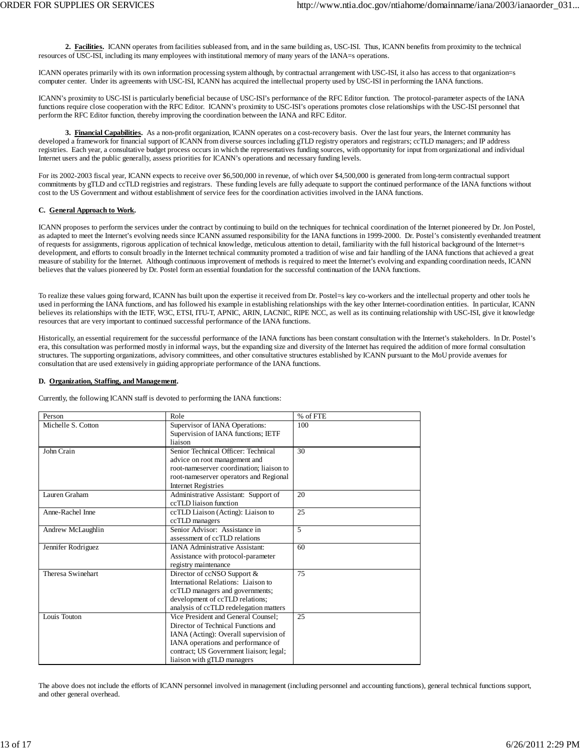**2. Facilities.** ICANN operates from facilities subleased from, and in the same building as, USC-ISI. Thus, ICANN benefits from proximity to the technical resources of USC-ISI, including its many employees with institutional memory of many years of the IANA=s operations.

ICANN operates primarily with its own information processing system although, by contractual arrangement with USC-ISI, it also has access to that organization=s computer center. Under its agreements with USC-ISI, ICANN has acquired the intellectual property used by USC-ISI in performing the IANA functions.

ICANN's proximity to USC-ISI is particularly beneficial because of USC-ISI's performance of the RFC Editor function. The protocol-parameter aspects of the IANA functions require close cooperation with the RFC Editor. ICANN's proximity to USC-ISI's operations promotes close relationships with the USC-ISI personnel that perform the RFC Editor function, thereby improving the coordination between the IANA and RFC Editor.

**3. Financial Capabilities.** As a non-profit organization, ICANN operates on a cost-recovery basis. Over the last four years, the Internet community has developed a framework for financial support of ICANN from diverse sources including gTLD registry operators and registrars; ccTLD managers; and IP address registries. Each year, a consultative budget process occurs in which the representatives funding sources, with opportunity for input from organizational and individual Internet users and the public generally, assess priorities for ICANN's operations and necessary funding levels.

For its 2002-2003 fiscal year, ICANN expects to receive over $6,500,000 in revenue, of which over $4,500,000 is generated from long-term contractual support commitments by gTLD and ccTLD registries and registrars. These funding levels are fully adequate to support the continued performance of the IANA functions without cost to the US Government and without establishment of service fees for the coordination activities involved in the IANA functions.

**C. General Approach to Work.**

ICANN proposes to perform the services under the contract by continuing to build on the techniques for technical coordination of the Internet pioneered by Dr. Jon Postel, as adapted to meet the Internet's evolving needs since ICANN assumed responsibility for the IANA functions in 1999-2000. Dr. Postel's consistently evenhanded treatment of requests for assignments, rigorous application of technical knowledge, meticulous attention to detail, familiarity with the full historical background of the Internet=s development, and efforts to consult broadly in the Internet technical community promoted a tradition of wise and fair handling of the IANA functions that achieved a great measure of stability for the Internet. Although continuous improvement of methods is required to meet the Internet's evolving and expanding coordination needs, ICANN believes that the values pioneered by Dr. Postel form an essential foundation for the successful continuation of the IANA functions.

To realize these values going forward, ICANN has built upon the expertise it received from Dr. Postel=s key co-workers and the intellectual property and other tools he used in performing the IANA functions, and has followed his example in establishing relationships with the key other Internet-coordination entities. In particular, ICANN believes its relationships with the IETF, W3C, ETSI, ITU-T, APNIC, ARIN, LACNIC, RIPE NCC, as well as its continuing relationship with USC-ISI, give it knowledge resources that are very important to continued successful performance of the IANA functions.

Historically, an essential requirement for the successful performance of the IANA functions has been constant consultation with the Internet's stakeholders. In Dr. Postel's era, this consultation was performed mostly in informal ways, but the expanding size and diversity of the Internet has required the addition of more formal consultation structures. The supporting organizations, advisory committees, and other consultative structures established by ICANN pursuant to the MoU provide avenues for consultation that are used extensively in guiding appropriate performance of the IANA functions.

**D. Organization, Staffing, and Management.**

Currently, the following ICANN staff is devoted to performing the IANA functions:

| Person | Role | % of FTE |
|---|---|---|
| Michelle S. Cotton | Supervisor of IANA Operations: Supervision of IANA functions; IETF liaison | 100 |
| John Crain | Senior Technical Officer: Technical advice on root management and root-nameserver coordination; liaison to root-nameserver operators and Regional Internet Registries | 30 |
| Lauren Graham | Administrative Assistant: Support of ccTLD liaison function | 20 |
| Anne-Rachel Inne | ccTLD Liaison (Acting): Liaison to ccTLD managers | 25 |
| Andrew McLaughlin | Senior Advisor: Assistance in assessment of ccTLD relations | 5 |
| Jennifer Rodriguez | IANA Administrative Assistant: Assistance with protocol-parameter registry maintenance | 60 |
| Theresa Swinehart | Director of ccNSO Support & International Relations: Liaison to ccTLD managers and governments; development of ccTLD relations; analysis of ccTLD redelegation matters | 75 |
| Louis Touton | Vice President and General Counsel; Director of Technical Functions and IANA (Acting): Overall supervision of IANA operations and performance of contract; US Government liaison; legal; liaison with gTLD managers | 25 |

The above does not include the efforts of ICANN personnel involved in management (including personnel and accounting functions), general technical functions support, and other general overhead.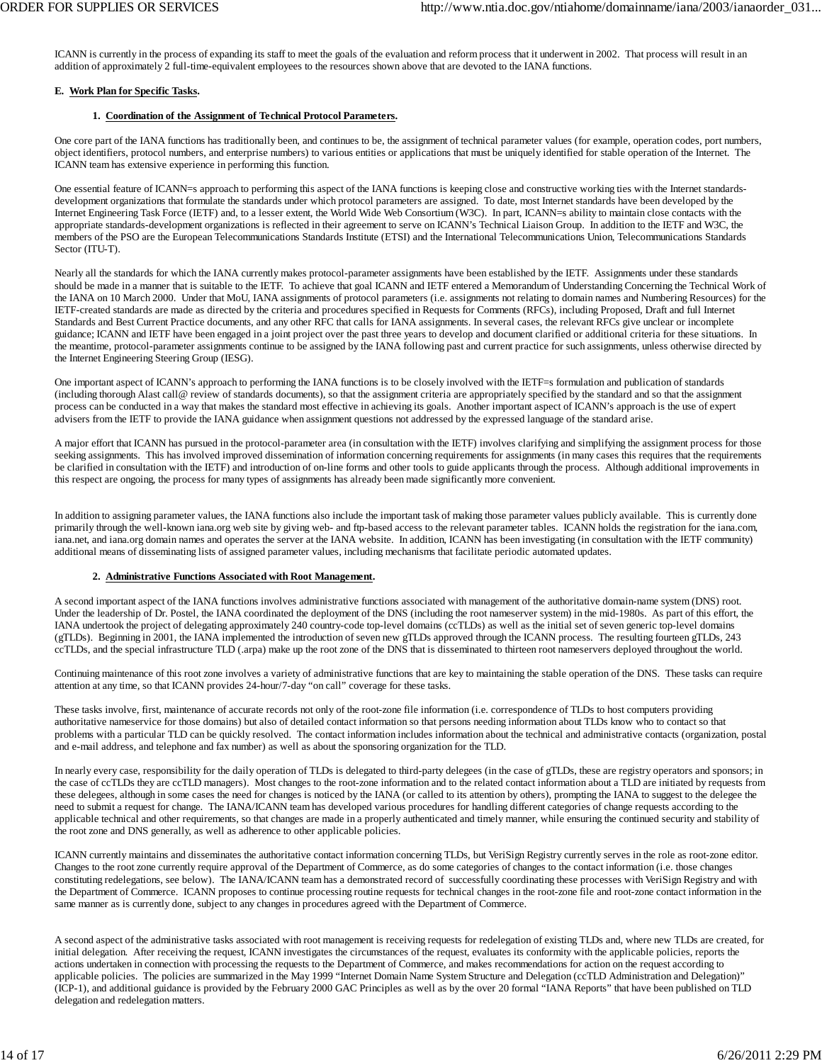ICANN is currently in the process of expanding its staff to meet the goals of the evaluation and reform process that it underwent in 2002. That process will result in an addition of approximately 2 full-time-equivalent employees to the resources shown above that are devoted to the IANA functions.

**E. Work Plan for Specific Tasks.**

**1. Coordination of the Assignment of Technical Protocol Parameters.**

One core part of the IANA functions has traditionally been, and continues to be, the assignment of technical parameter values (for example, operation codes, port numbers, object identifiers, protocol numbers, and enterprise numbers) to various entities or applications that must be uniquely identified for stable operation of the Internet. The ICANN team has extensive experience in performing this function.

One essential feature of ICANN=s approach to performing this aspect of the IANA functions is keeping close and constructive working ties with the Internet standards-development organizations that formulate the standards under which protocol parameters are assigned. To date, most Internet standards have been developed by the Internet Engineering Task Force (IETF) and, to a lesser extent, the World Wide Web Consortium (W3C). In part, ICANN=s ability to maintain close contacts with the appropriate standards-development organizations is reflected in their agreement to serve on ICANN's Technical Liaison Group. In addition to the IETF and W3C, the members of the PSO are the European Telecommunications Standards Institute (ETSI) and the International Telecommunications Union, Telecommunications Standards Sector (ITU-T).

Nearly all the standards for which the IANA currently makes protocol-parameter assignments have been established by the IETF. Assignments under these standards should be made in a manner that is suitable to the IETF. To achieve that goal ICANN and IETF entered a Memorandum of Understanding Concerning the Technical Work of the IANA on 10 March 2000. Under that MoU, IANA assignments of protocol parameters (i.e. assignments not relating to domain names and Numbering Resources) for the IETF-created standards are made as directed by the criteria and procedures specified in Requests for Comments (RFCs), including Proposed, Draft and full Internet Standards and Best Current Practice documents, and any other RFC that calls for IANA assignments. In several cases, the relevant RFCs give unclear or incomplete guidance; ICANN and IETF have been engaged in a joint project over the past three years to develop and document clarified or additional criteria for these situations. In the meantime, protocol-parameter assignments continue to be assigned by the IANA following past and current practice for such assignments, unless otherwise directed by the Internet Engineering Steering Group (IESG).

One important aspect of ICANN's approach to performing the IANA functions is to be closely involved with the IETF=s formulation and publication of standards (including thorough Alast call@ review of standards documents), so that the assignment criteria are appropriately specified by the standard and so that the assignment process can be conducted in a way that makes the standard most effective in achieving its goals. Another important aspect of ICANN's approach is the use of expert advisers from the IETF to provide the IANA guidance when assignment questions not addressed by the expressed language of the standard arise.

A major effort that ICANN has pursued in the protocol-parameter area (in consultation with the IETF) involves clarifying and simplifying the assignment process for those seeking assignments. This has involved improved dissemination of information concerning requirements for assignments (in many cases this requires that the requirements be clarified in consultation with the IETF) and introduction of on-line forms and other tools to guide applicants through the process. Although additional improvements in this respect are ongoing, the process for many types of assignments has already been made significantly more convenient.

In addition to assigning parameter values, the IANA functions also include the important task of making those parameter values publicly available. This is currently done primarily through the well-known iana.org web site by giving web- and ftp-based access to the relevant parameter tables. ICANN holds the registration for the iana.com, iana.net, and iana.org domain names and operates the server at the IANA website. In addition, ICANN has been investigating (in consultation with the IETF community) additional means of disseminating lists of assigned parameter values, including mechanisms that facilitate periodic automated updates.

**2. Administrative Functions Associated with Root Management.**

A second important aspect of the IANA functions involves administrative functions associated with management of the authoritative domain-name system (DNS) root. Under the leadership of Dr. Postel, the IANA coordinated the deployment of the DNS (including the root nameserver system) in the mid-1980s. As part of this effort, the IANA undertook the project of delegating approximately 240 country-code top-level domains (ccTLDs) as well as the initial set of seven generic top-level domains (gTLDs). Beginning in 2001, the IANA implemented the introduction of seven new gTLDs approved through the ICANN process. The resulting fourteen gTLDs, 243 ccTLDs, and the special infrastructure TLD (.arpa) make up the root zone of the DNS that is disseminated to thirteen root nameservers deployed throughout the world.

Continuing maintenance of this root zone involves a variety of administrative functions that are key to maintaining the stable operation of the DNS. These tasks can require attention at any time, so that ICANN provides 24-hour/7-day "on call" coverage for these tasks.

These tasks involve, first, maintenance of accurate records not only of the root-zone file information (i.e. correspondence of TLDs to host computers providing authoritative nameservice for those domains) but also of detailed contact information so that persons needing information about TLDs know who to contact so that problems with a particular TLD can be quickly resolved. The contact information includes information about the technical and administrative contacts (organization, postal and e-mail address, and telephone and fax number) as well as about the sponsoring organization for the TLD.

In nearly every case, responsibility for the daily operation of TLDs is delegated to third-party delegees (in the case of gTLDs, these are registry operators and sponsors; in the case of ccTLDs they are ccTLD managers). Most changes to the root-zone information and to the related contact information about a TLD are initiated by requests from these delegees, although in some cases the need for changes is noticed by the IANA (or called to its attention by others), prompting the IANA to suggest to the delegee the need to submit a request for change. The IANA/ICANN team has developed various procedures for handling different categories of change requests according to the applicable technical and other requirements, so that changes are made in a properly authenticated and timely manner, while ensuring the continued security and stability of the root zone and DNS generally, as well as adherence to other applicable policies.

ICANN currently maintains and disseminates the authoritative contact information concerning TLDs, but VeriSign Registry currently serves in the role as root-zone editor. Changes to the root zone currently require approval of the Department of Commerce, as do some categories of changes to the contact information (i.e. those changes constituting redelegations, see below). The IANA/ICANN team has a demonstrated record of successfully coordinating these processes with VeriSign Registry and with the Department of Commerce. ICANN proposes to continue processing routine requests for technical changes in the root-zone file and root-zone contact information in the same manner as is currently done, subject to any changes in procedures agreed with the Department of Commerce.

A second aspect of the administrative tasks associated with root management is receiving requests for redelegation of existing TLDs and, where new TLDs are created, for initial delegation. After receiving the request, ICANN investigates the circumstances of the request, evaluates its conformity with the applicable policies, reports the actions undertaken in connection with processing the requests to the Department of Commerce, and makes recommendations for action on the request according to applicable policies. The policies are summarized in the May 1999 "Internet Domain Name System Structure and Delegation (ccTLD Administration and Delegation)" (ICP-1), and additional guidance is provided by the February 2000 GAC Principles as well as by the over 20 formal "IANA Reports" that have been published on TLD delegation and redelegation matters.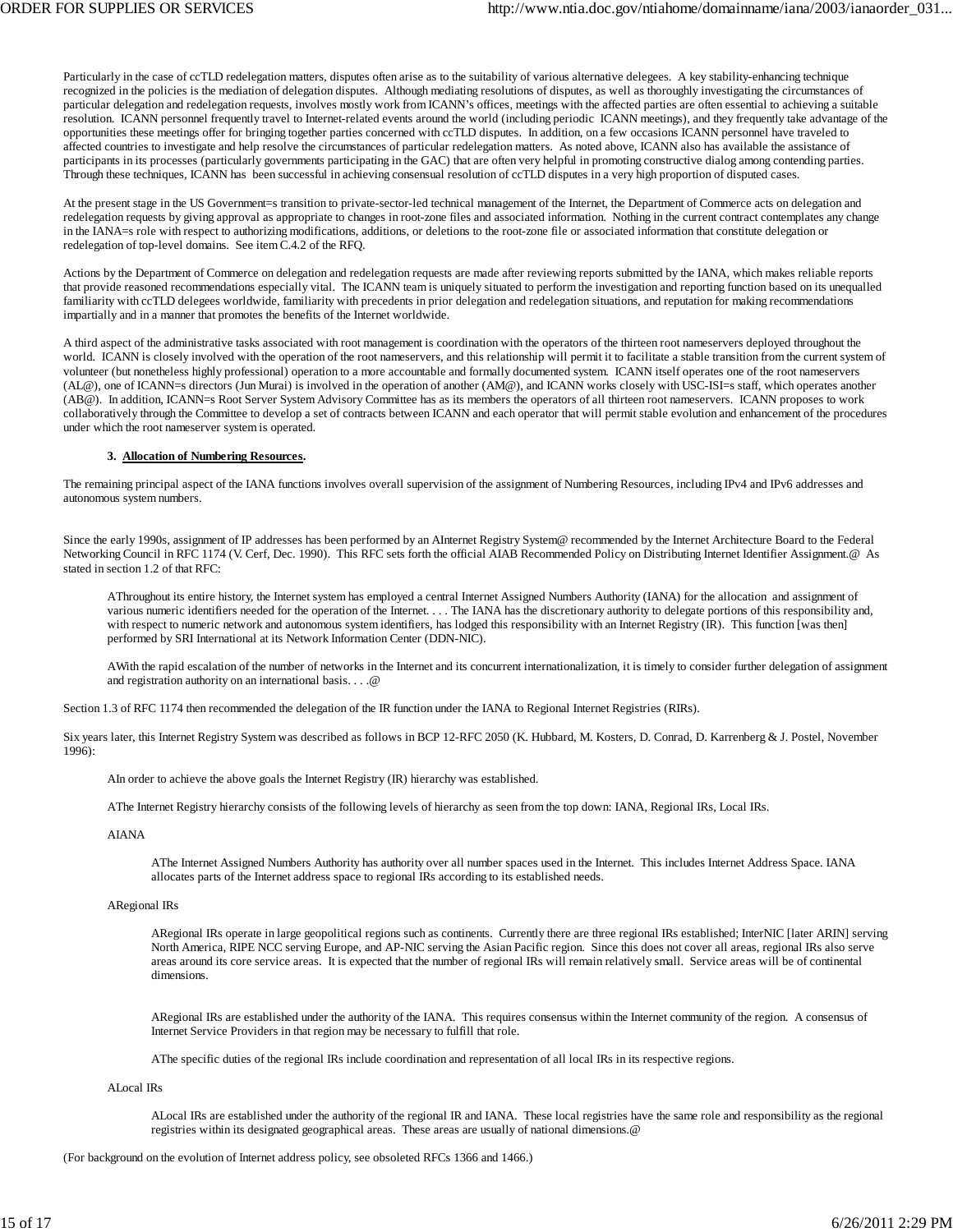Particularly in the case of ccTLD redelegation matters, disputes often arise as to the suitability of various alternative delegees. A key stability-enhancing technique recognized in the policies is the mediation of delegation disputes. Although mediating resolutions of disputes, as well as thoroughly investigating the circumstances of particular delegation and redelegation requests, involves mostly work from ICANN's offices, meetings with the affected parties are often essential to achieving a suitable resolution. ICANN personnel frequently travel to Internet-related events around the world (including periodic ICANN meetings), and they frequently take advantage of the opportunities these meetings offer for bringing together parties concerned with ccTLD disputes. In addition, on a few occasions ICANN personnel have traveled to affected countries to investigate and help resolve the circumstances of particular redelegation matters. As noted above, ICANN also has available the assistance of participants in its processes (particularly governments participating in the GAC) that are often very helpful in promoting constructive dialog among contending parties. Through these techniques, ICANN has been successful in achieving consensual resolution of ccTLD disputes in a very high proportion of disputed cases.

At the present stage in the US Government=s transition to private-sector-led technical management of the Internet, the Department of Commerce acts on delegation and redelegation requests by giving approval as appropriate to changes in root-zone files and associated information. Nothing in the current contract contemplates any change in the IANA=s role with respect to authorizing modifications, additions, or deletions to the root-zone file or associated information that constitute delegation or redelegation of top-level domains. See item C.4.2 of the RFQ.

Actions by the Department of Commerce on delegation and redelegation requests are made after reviewing reports submitted by the IANA, which makes reliable reports that provide reasoned recommendations especially vital. The ICANN team is uniquely situated to perform the investigation and reporting function based on its unequalled familiarity with ccTLD delegees worldwide, familiarity with precedents in prior delegation and redelegation situations, and reputation for making recommendations impartially and in a manner that promotes the benefits of the Internet worldwide.

A third aspect of the administrative tasks associated with root management is coordination with the operators of the thirteen root nameservers deployed throughout the world. ICANN is closely involved with the operation of the root nameservers, and this relationship will permit it to facilitate a stable transition from the current system of volunteer (but nonetheless highly professional) operation to a more accountable and formally documented system. ICANN itself operates one of the root nameservers (AL@), one of ICANN=s directors (Jun Murai) is involved in the operation of another (AM@), and ICANN works closely with USC-ISI=s staff, which operates another (AB@). In addition, ICANN=s Root Server System Advisory Committee has as its members the operators of all thirteen root nameservers. ICANN proposes to work collaboratively through the Committee to develop a set of contracts between ICANN and each operator that will permit stable evolution and enhancement of the procedures under which the root nameserver system is operated.

**3. Allocation of Numbering Resources.**

The remaining principal aspect of the IANA functions involves overall supervision of the assignment of Numbering Resources, including IPv4 and IPv6 addresses and autonomous system numbers.

Since the early 1990s, assignment of IP addresses has been performed by an AInternet Registry System@ recommended by the Internet Architecture Board to the Federal Networking Council in RFC 1174 (V. Cerf, Dec. 1990). This RFC sets forth the official AIAB Recommended Policy on Distributing Internet Identifier Assignment.@ As stated in section 1.2 of that RFC:

> AThroughout its entire history, the Internet system has employed a central Internet Assigned Numbers Authority (IANA) for the allocation and assignment of various numeric identifiers needed for the operation of the Internet. . . . The IANA has the discretionary authority to delegate portions of this responsibility and, with respect to numeric network and autonomous system identifiers, has lodged this responsibility with an Internet Registry (IR). This function [was then] performed by SRI International at its Network Information Center (DDN-NIC).
>
> AWith the rapid escalation of the number of networks in the Internet and its concurrent internationalization, it is timely to consider further delegation of assignment and registration authority on an international basis. . . .@

Section 1.3 of RFC 1174 then recommended the delegation of the IR function under the IANA to Regional Internet Registries (RIRs).

Six years later, this Internet Registry System was described as follows in BCP 12-RFC 2050 (K. Hubbard, M. Kosters, D. Conrad, D. Karrenberg & J. Postel, November 1996):

> AIn order to achieve the above goals the Internet Registry (IR) hierarchy was established.
>
> AThe Internet Registry hierarchy consists of the following levels of hierarchy as seen from the top down: IANA, Regional IRs, Local IRs.
>
> AIANA
>
> > AThe Internet Assigned Numbers Authority has authority over all number spaces used in the Internet. This includes Internet Address Space. IANA allocates parts of the Internet address space to regional IRs according to its established needs.
>
> ARegional IRs
>
> > ARegional IRs operate in large geopolitical regions such as continents. Currently there are three regional IRs established; InterNIC [later ARIN] serving North America, RIPE NCC serving Europe, and AP-NIC serving the Asian Pacific region. Since this does not cover all areas, regional IRs also serve areas around its core service areas. It is expected that the number of regional IRs will remain relatively small. Service areas will be of continental dimensions.
> >
> > ARegional IRs are established under the authority of the IANA. This requires consensus within the Internet community of the region. A consensus of Internet Service Providers in that region may be necessary to fulfill that role.
> >
> > AThe specific duties of the regional IRs include coordination and representation of all local IRs in its respective regions.
>
> ALocal IRs
>
> > ALocal IRs are established under the authority of the regional IR and IANA. These local registries have the same role and responsibility as the regional registries within its designated geographical areas. These areas are usually of national dimensions.@

(For background on the evolution of Internet address policy, see obsoleted RFCs 1366 and 1466.)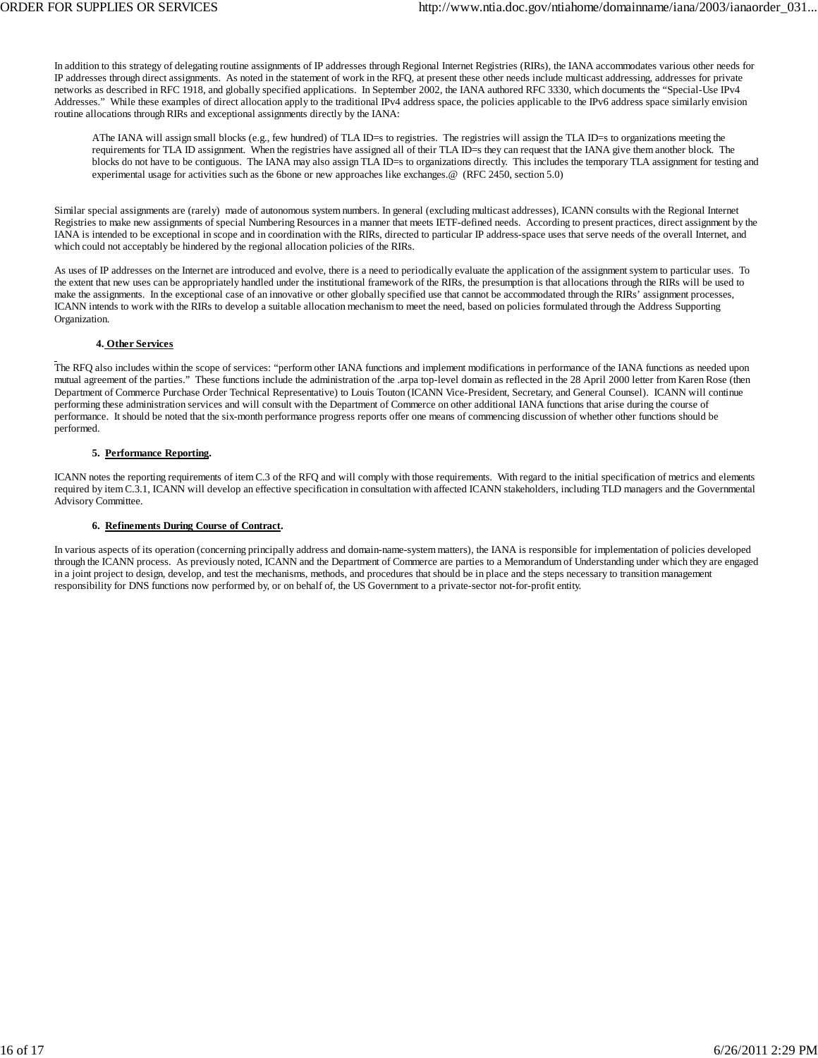In addition to this strategy of delegating routine assignments of IP addresses through Regional Internet Registries (RIRs), the IANA accommodates various other needs for IP addresses through direct assignments. As noted in the statement of work in the RFQ, at present these other needs include multicast addressing, addresses for private networks as described in RFC 1918, and globally specified applications. In September 2002, the IANA authored RFC 3330, which documents the "Special-Use IPv4 Addresses." While these examples of direct allocation apply to the traditional IPv4 address space, the policies applicable to the IPv6 address space similarly envision routine allocations through RIRs and exceptional assignments directly by the IANA:

> AThe IANA will assign small blocks (e.g., few hundred) of TLA ID=s to registries. The registries will assign the TLA ID=s to organizations meeting the requirements for TLA ID assignment. When the registries have assigned all of their TLA ID=s they can request that the IANA give them another block. The blocks do not have to be contiguous. The IANA may also assign TLA ID=s to organizations directly. This includes the temporary TLA assignment for testing and experimental usage for activities such as the 6bone or new approaches like exchanges.@ (RFC 2450, section 5.0)

Similar special assignments are (rarely) made of autonomous system numbers. In general (excluding multicast addresses), ICANN consults with the Regional Internet Registries to make new assignments of special Numbering Resources in a manner that meets IETF-defined needs. According to present practices, direct assignment by the IANA is intended to be exceptional in scope and in coordination with the RIRs, directed to particular IP address-space uses that serve needs of the overall Internet, and which could not acceptably be hindered by the regional allocation policies of the RIRs.

As uses of IP addresses on the Internet are introduced and evolve, there is a need to periodically evaluate the application of the assignment system to particular uses. To the extent that new uses can be appropriately handled under the institutional framework of the RIRs, the presumption is that allocations through the RIRs will be used to make the assignments. In the exceptional case of an innovative or other globally specified use that cannot be accommodated through the RIRs' assignment processes, ICANN intends to work with the RIRs to develop a suitable allocation mechanism to meet the need, based on policies formulated through the Address Supporting Organization.

**4. Other Services**

The RFQ also includes within the scope of services: "perform other IANA functions and implement modifications in performance of the IANA functions as needed upon mutual agreement of the parties." These functions include the administration of the .arpa top-level domain as reflected in the 28 April 2000 letter from Karen Rose (then Department of Commerce Purchase Order Technical Representative) to Louis Touton (ICANN Vice-President, Secretary, and General Counsel). ICANN will continue performing these administration services and will consult with the Department of Commerce on other additional IANA functions that arise during the course of performance. It should be noted that the six-month performance progress reports offer one means of commencing discussion of whether other functions should be performed.

**5. Performance Reporting.**

ICANN notes the reporting requirements of item C.3 of the RFQ and will comply with those requirements. With regard to the initial specification of metrics and elements required by item C.3.1, ICANN will develop an effective specification in consultation with affected ICANN stakeholders, including TLD managers and the Governmental Advisory Committee.

**6. Refinements During Course of Contract.**

In various aspects of its operation (concerning principally address and domain-name-system matters), the IANA is responsible for implementation of policies developed through the ICANN process. As previously noted, ICANN and the Department of Commerce are parties to a Memorandum of Understanding under which they are engaged in a joint project to design, develop, and test the mechanisms, methods, and procedures that should be in place and the steps necessary to transition management responsibility for DNS functions now performed by, or on behalf of, the US Government to a private-sector not-for-profit entity.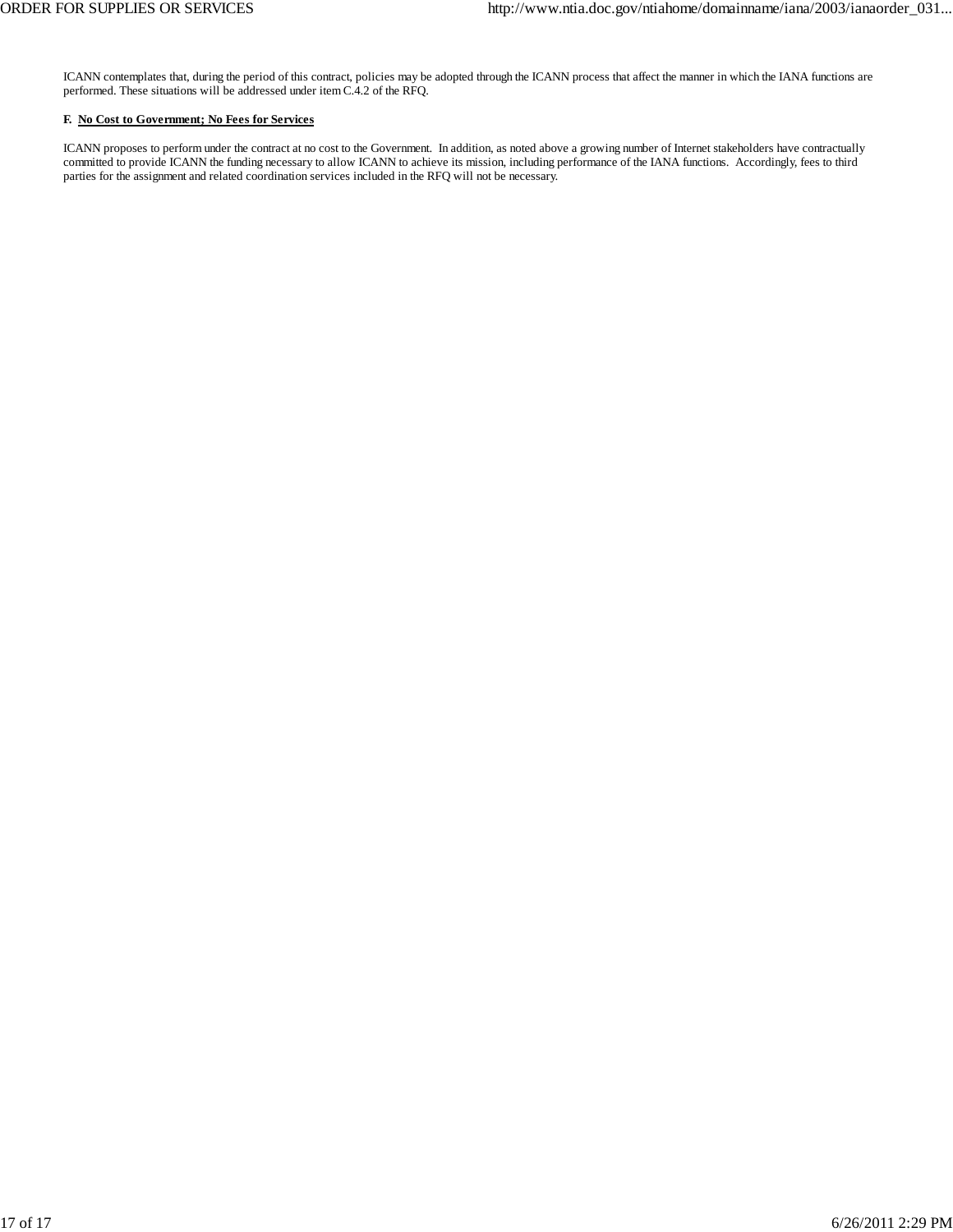ICANN contemplates that, during the period of this contract, policies may be adopted through the ICANN process that affect the manner in which the IANA functions are performed. These situations will be addressed under item C.4.2 of the RFQ.

**F. No Cost to Government; No Fees for Services**

ICANN proposes to perform under the contract at no cost to the Government. In addition, as noted above a growing number of Internet stakeholders have contractually committed to provide ICANN the funding necessary to allow ICANN to achieve its mission, including performance of the IANA functions. Accordingly, fees to third parties for the assignment and related coordination services included in the RFQ will not be necessary.